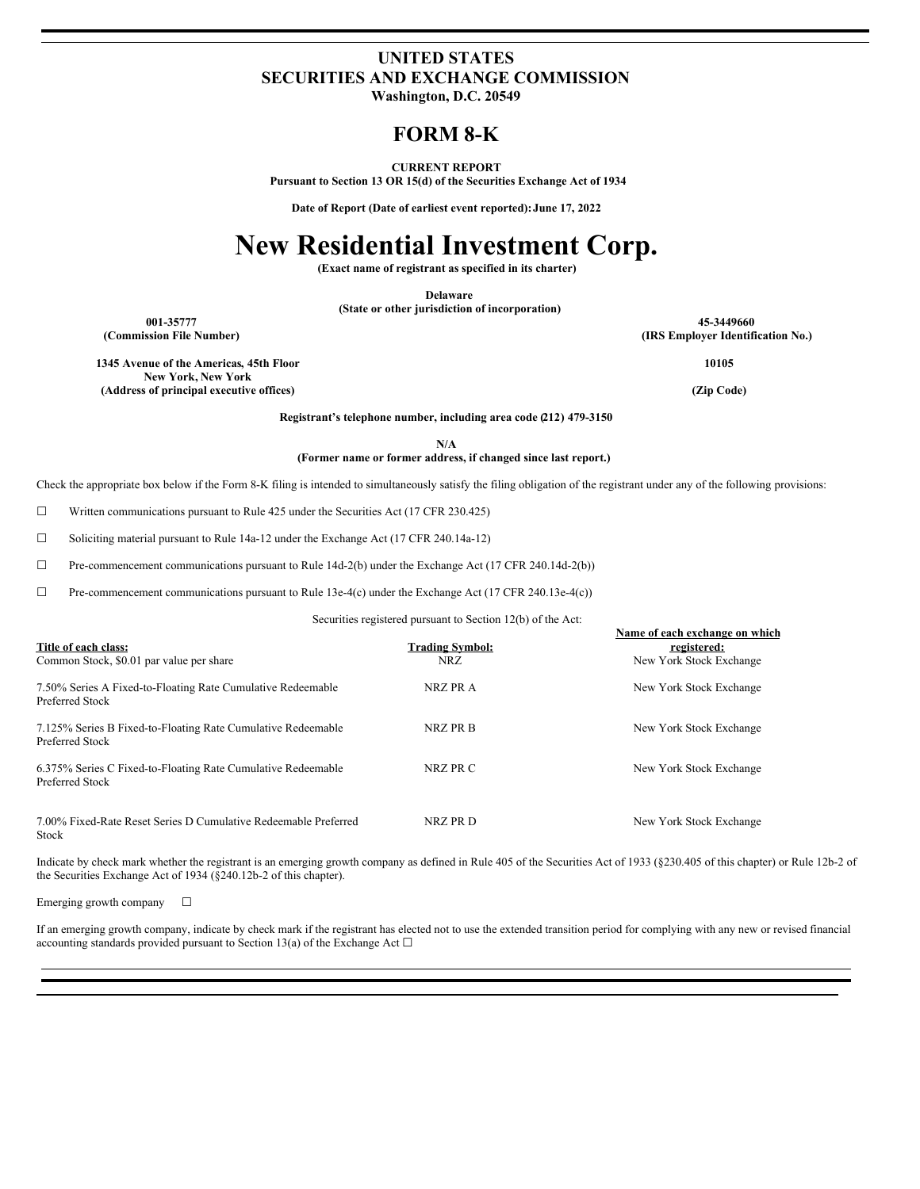# UNITED STATES
# SECURITIES AND EXCHANGE COMMISSION

**Washington, D.C. 20549**

# FORM 8-K

**CURRENT REPORT**

**Pursuant to Section 13 OR 15(d) of the Securities Exchange Act of 1934**

**Date of Report (Date of earliest event reported): June 17, 2022**

# New Residential Investment Corp.

**(Exact name of registrant as specified in its charter)**

**Delaware**
**(State or other jurisdiction of incorporation)**

| | |
|---|---|
| **001-35777** | **45-3449660** |
| **(Commission File Number)** | **(IRS Employer Identification No.)** |
| **1345 Avenue of the Americas, 45th Floor New York, New York** | **10105** |
| **(Address of principal executive offices)** | **(Zip Code)** |

**Registrant's telephone number, including area code (212) 479-3150**

**N/A**
**(Former name or former address, if changed since last report.)**

Check the appropriate box below if the Form 8-K filing is intended to simultaneously satisfy the filing obligation of the registrant under any of the following provisions:

☐ Written communications pursuant to Rule 425 under the Securities Act (17 CFR 230.425)

☐ Soliciting material pursuant to Rule 14a-12 under the Exchange Act (17 CFR 240.14a-12)

☐ Pre-commencement communications pursuant to Rule 14d-2(b) under the Exchange Act (17 CFR 240.14d-2(b))

☐ Pre-commencement communications pursuant to Rule 13e-4(c) under the Exchange Act (17 CFR 240.13e-4(c))

Securities registered pursuant to Section 12(b) of the Act:

| Title of each class: | Trading Symbol: | Name of each exchange on which registered: |
|---|---|---|
| Common Stock, $0.01 par value per share | NRZ | New York Stock Exchange |
| 7.50% Series A Fixed-to-Floating Rate Cumulative Redeemable Preferred Stock | NRZ PR A | New York Stock Exchange |
| 7.125% Series B Fixed-to-Floating Rate Cumulative Redeemable Preferred Stock | NRZ PR B | New York Stock Exchange |
| 6.375% Series C Fixed-to-Floating Rate Cumulative Redeemable Preferred Stock | NRZ PR C | New York Stock Exchange |
| 7.00% Fixed-Rate Reset Series D Cumulative Redeemable Preferred Stock | NRZ PR D | New York Stock Exchange |

Indicate by check mark whether the registrant is an emerging growth company as defined in Rule 405 of the Securities Act of 1933 (§230.405 of this chapter) or Rule 12b-2 of the Securities Exchange Act of 1934 (§240.12b-2 of this chapter).

Emerging growth company ☐

If an emerging growth company, indicate by check mark if the registrant has elected not to use the extended transition period for complying with any new or revised financial accounting standards provided pursuant to Section 13(a) of the Exchange Act ☐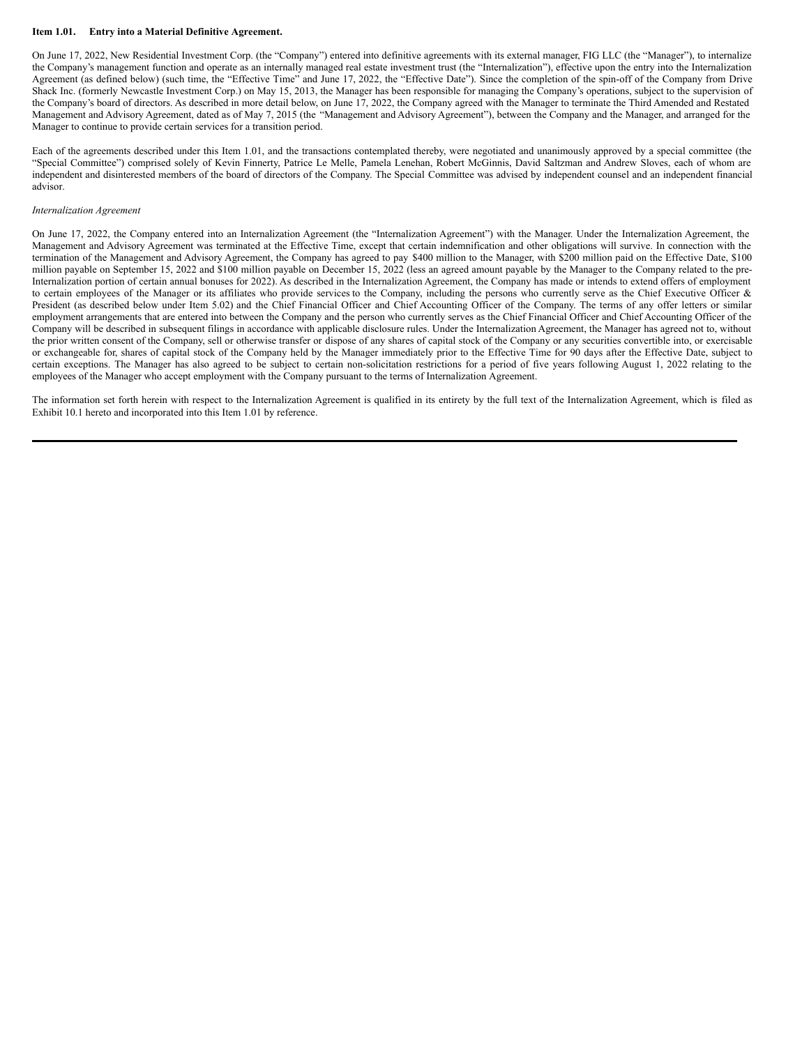**Item 1.01. Entry into a Material Definitive Agreement.**

On June 17, 2022, New Residential Investment Corp. (the "Company") entered into definitive agreements with its external manager, FIG LLC (the "Manager"), to internalize the Company's management function and operate as an internally managed real estate investment trust (the "Internalization"), effective upon the entry into the Internalization Agreement (as defined below) (such time, the "Effective Time" and June 17, 2022, the "Effective Date"). Since the completion of the spin-off of the Company from Drive Shack Inc. (formerly Newcastle Investment Corp.) on May 15, 2013, the Manager has been responsible for managing the Company's operations, subject to the supervision of the Company's board of directors. As described in more detail below, on June 17, 2022, the Company agreed with the Manager to terminate the Third Amended and Restated Management and Advisory Agreement, dated as of May 7, 2015 (the "Management and Advisory Agreement"), between the Company and the Manager, and arranged for the Manager to continue to provide certain services for a transition period.

Each of the agreements described under this Item 1.01, and the transactions contemplated thereby, were negotiated and unanimously approved by a special committee (the "Special Committee") comprised solely of Kevin Finnerty, Patrice Le Melle, Pamela Lenehan, Robert McGinnis, David Saltzman and Andrew Sloves, each of whom are independent and disinterested members of the board of directors of the Company. The Special Committee was advised by independent counsel and an independent financial advisor.

*Internalization Agreement*

On June 17, 2022, the Company entered into an Internalization Agreement (the "Internalization Agreement") with the Manager. Under the Internalization Agreement, the Management and Advisory Agreement was terminated at the Effective Time, except that certain indemnification and other obligations will survive. In connection with the termination of the Management and Advisory Agreement, the Company has agreed to pay $400 million to the Manager, with $200 million paid on the Effective Date, $100 million payable on September 15, 2022 and $100 million payable on December 15, 2022 (less an agreed amount payable by the Manager to the Company related to the pre-Internalization portion of certain annual bonuses for 2022). As described in the Internalization Agreement, the Company has made or intends to extend offers of employment to certain employees of the Manager or its affiliates who provide services to the Company, including the persons who currently serve as the Chief Executive Officer & President (as described below under Item 5.02) and the Chief Financial Officer and Chief Accounting Officer of the Company. The terms of any offer letters or similar employment arrangements that are entered into between the Company and the person who currently serves as the Chief Financial Officer and Chief Accounting Officer of the Company will be described in subsequent filings in accordance with applicable disclosure rules. Under the Internalization Agreement, the Manager has agreed not to, without the prior written consent of the Company, sell or otherwise transfer or dispose of any shares of capital stock of the Company or any securities convertible into, or exercisable or exchangeable for, shares of capital stock of the Company held by the Manager immediately prior to the Effective Time for 90 days after the Effective Date, subject to certain exceptions. The Manager has also agreed to be subject to certain non-solicitation restrictions for a period of five years following August 1, 2022 relating to the employees of the Manager who accept employment with the Company pursuant to the terms of Internalization Agreement.

The information set forth herein with respect to the Internalization Agreement is qualified in its entirety by the full text of the Internalization Agreement, which is filed as Exhibit 10.1 hereto and incorporated into this Item 1.01 by reference.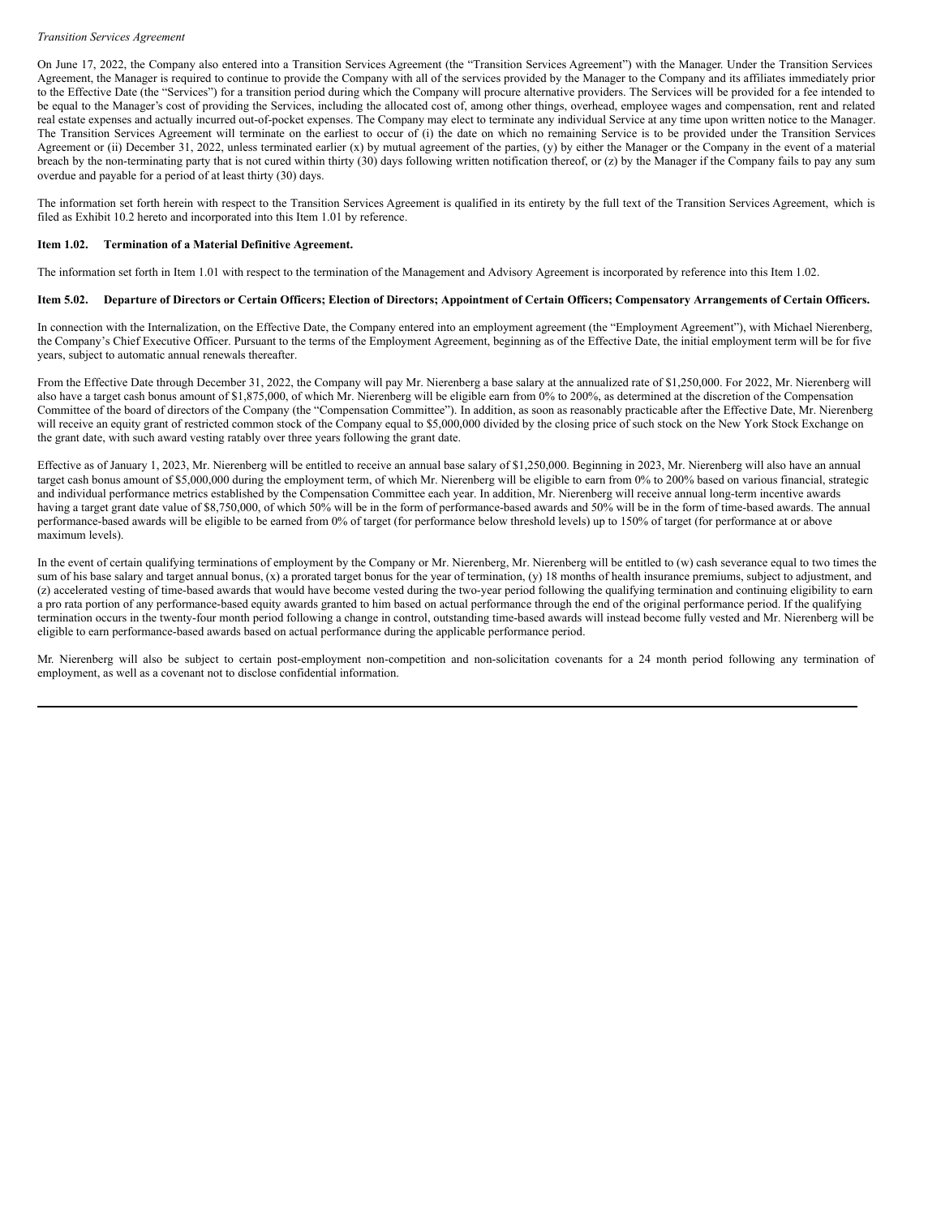*Transition Services Agreement*

On June 17, 2022, the Company also entered into a Transition Services Agreement (the "Transition Services Agreement") with the Manager. Under the Transition Services Agreement, the Manager is required to continue to provide the Company with all of the services provided by the Manager to the Company and its affiliates immediately prior to the Effective Date (the "Services") for a transition period during which the Company will procure alternative providers. The Services will be provided for a fee intended to be equal to the Manager's cost of providing the Services, including the allocated cost of, among other things, overhead, employee wages and compensation, rent and related real estate expenses and actually incurred out-of-pocket expenses. The Company may elect to terminate any individual Service at any time upon written notice to the Manager. The Transition Services Agreement will terminate on the earliest to occur of (i) the date on which no remaining Service is to be provided under the Transition Services Agreement or (ii) December 31, 2022, unless terminated earlier (x) by mutual agreement of the parties, (y) by either the Manager or the Company in the event of a material breach by the non-terminating party that is not cured within thirty (30) days following written notification thereof, or (z) by the Manager if the Company fails to pay any sum overdue and payable for a period of at least thirty (30) days.

The information set forth herein with respect to the Transition Services Agreement is qualified in its entirety by the full text of the Transition Services Agreement, which is filed as Exhibit 10.2 hereto and incorporated into this Item 1.01 by reference.

**Item 1.02. Termination of a Material Definitive Agreement.**

The information set forth in Item 1.01 with respect to the termination of the Management and Advisory Agreement is incorporated by reference into this Item 1.02.

**Item 5.02. Departure of Directors or Certain Officers; Election of Directors; Appointment of Certain Officers; Compensatory Arrangements of Certain Officers.**

In connection with the Internalization, on the Effective Date, the Company entered into an employment agreement (the "Employment Agreement"), with Michael Nierenberg, the Company's Chief Executive Officer. Pursuant to the terms of the Employment Agreement, beginning as of the Effective Date, the initial employment term will be for five years, subject to automatic annual renewals thereafter.

From the Effective Date through December 31, 2022, the Company will pay Mr. Nierenberg a base salary at the annualized rate of $1,250,000. For 2022, Mr. Nierenberg will also have a target cash bonus amount of $1,875,000, of which Mr. Nierenberg will be eligible earn from 0% to 200%, as determined at the discretion of the Compensation Committee of the board of directors of the Company (the "Compensation Committee"). In addition, as soon as reasonably practicable after the Effective Date, Mr. Nierenberg will receive an equity grant of restricted common stock of the Company equal to $5,000,000 divided by the closing price of such stock on the New York Stock Exchange on the grant date, with such award vesting ratably over three years following the grant date.

Effective as of January 1, 2023, Mr. Nierenberg will be entitled to receive an annual base salary of $1,250,000. Beginning in 2023, Mr. Nierenberg will also have an annual target cash bonus amount of $5,000,000 during the employment term, of which Mr. Nierenberg will be eligible to earn from 0% to 200% based on various financial, strategic and individual performance metrics established by the Compensation Committee each year. In addition, Mr. Nierenberg will receive annual long-term incentive awards having a target grant date value of $8,750,000, of which 50% will be in the form of performance-based awards and 50% will be in the form of time-based awards. The annual performance-based awards will be eligible to be earned from 0% of target (for performance below threshold levels) up to 150% of target (for performance at or above maximum levels).

In the event of certain qualifying terminations of employment by the Company or Mr. Nierenberg, Mr. Nierenberg will be entitled to (w) cash severance equal to two times the sum of his base salary and target annual bonus, (x) a prorated target bonus for the year of termination, (y) 18 months of health insurance premiums, subject to adjustment, and (z) accelerated vesting of time-based awards that would have become vested during the two-year period following the qualifying termination and continuing eligibility to earn a pro rata portion of any performance-based equity awards granted to him based on actual performance through the end of the original performance period. If the qualifying termination occurs in the twenty-four month period following a change in control, outstanding time-based awards will instead become fully vested and Mr. Nierenberg will be eligible to earn performance-based awards based on actual performance during the applicable performance period.

Mr. Nierenberg will also be subject to certain post-employment non-competition and non-solicitation covenants for a 24 month period following any termination of employment, as well as a covenant not to disclose confidential information.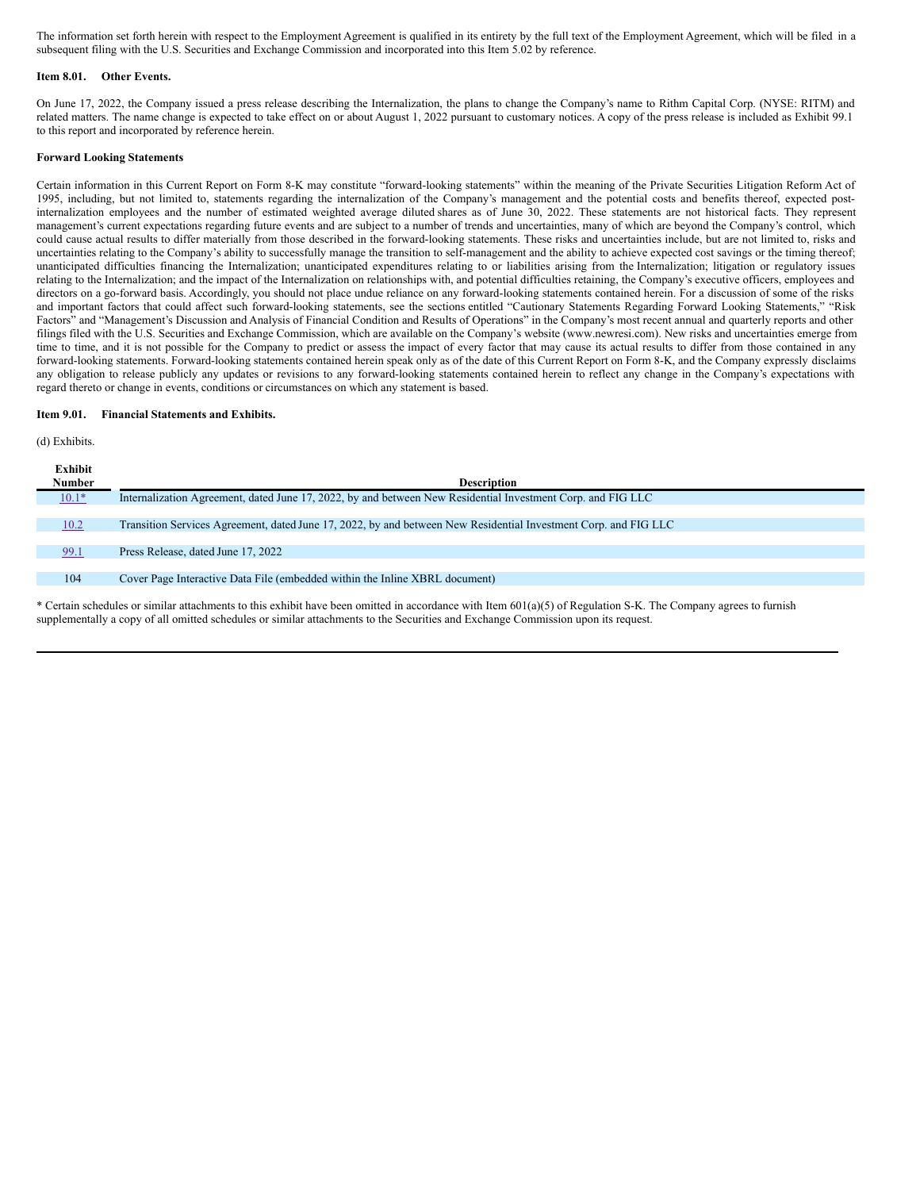The information set forth herein with respect to the Employment Agreement is qualified in its entirety by the full text of the Employment Agreement, which will be filed in a subsequent filing with the U.S. Securities and Exchange Commission and incorporated into this Item 5.02 by reference.

**Item 8.01. Other Events.**

On June 17, 2022, the Company issued a press release describing the Internalization, the plans to change the Company's name to Rithm Capital Corp. (NYSE: RITM) and related matters. The name change is expected to take effect on or about August 1, 2022 pursuant to customary notices. A copy of the press release is included as Exhibit 99.1 to this report and incorporated by reference herein.

**Forward Looking Statements**

Certain information in this Current Report on Form 8-K may constitute "forward-looking statements" within the meaning of the Private Securities Litigation Reform Act of 1995, including, but not limited to, statements regarding the internalization of the Company's management and the potential costs and benefits thereof, expected post-internalization employees and the number of estimated weighted average diluted shares as of June 30, 2022. These statements are not historical facts. They represent management's current expectations regarding future events and are subject to a number of trends and uncertainties, many of which are beyond the Company's control, which could cause actual results to differ materially from those described in the forward-looking statements. These risks and uncertainties include, but are not limited to, risks and uncertainties relating to the Company's ability to successfully manage the transition to self-management and the ability to achieve expected cost savings or the timing thereof; unanticipated difficulties financing the Internalization; unanticipated expenditures relating to or liabilities arising from the Internalization; litigation or regulatory issues relating to the Internalization; and the impact of the Internalization on relationships with, and potential difficulties retaining, the Company's executive officers, employees and directors on a go-forward basis. Accordingly, you should not place undue reliance on any forward-looking statements contained herein. For a discussion of some of the risks and important factors that could affect such forward-looking statements, see the sections entitled "Cautionary Statements Regarding Forward Looking Statements," "Risk Factors" and "Management's Discussion and Analysis of Financial Condition and Results of Operations" in the Company's most recent annual and quarterly reports and other filings filed with the U.S. Securities and Exchange Commission, which are available on the Company's website (www.newresi.com). New risks and uncertainties emerge from time to time, and it is not possible for the Company to predict or assess the impact of every factor that may cause its actual results to differ from those contained in any forward-looking statements. Forward-looking statements contained herein speak only as of the date of this Current Report on Form 8-K, and the Company expressly disclaims any obligation to release publicly any updates or revisions to any forward-looking statements contained herein to reflect any change in the Company's expectations with regard thereto or change in events, conditions or circumstances on which any statement is based.

**Item 9.01. Financial Statements and Exhibits.**

(d) Exhibits.

| Exhibit Number | Description |
|---|---|
| 10.1* | Internalization Agreement, dated June 17, 2022, by and between New Residential Investment Corp. and FIG LLC |
| 10.2 | Transition Services Agreement, dated June 17, 2022, by and between New Residential Investment Corp. and FIG LLC |
| 99.1 | Press Release, dated June 17, 2022 |
| 104 | Cover Page Interactive Data File (embedded within the Inline XBRL document) |

* Certain schedules or similar attachments to this exhibit have been omitted in accordance with Item 601(a)(5) of Regulation S-K. The Company agrees to furnish supplementally a copy of all omitted schedules or similar attachments to the Securities and Exchange Commission upon its request.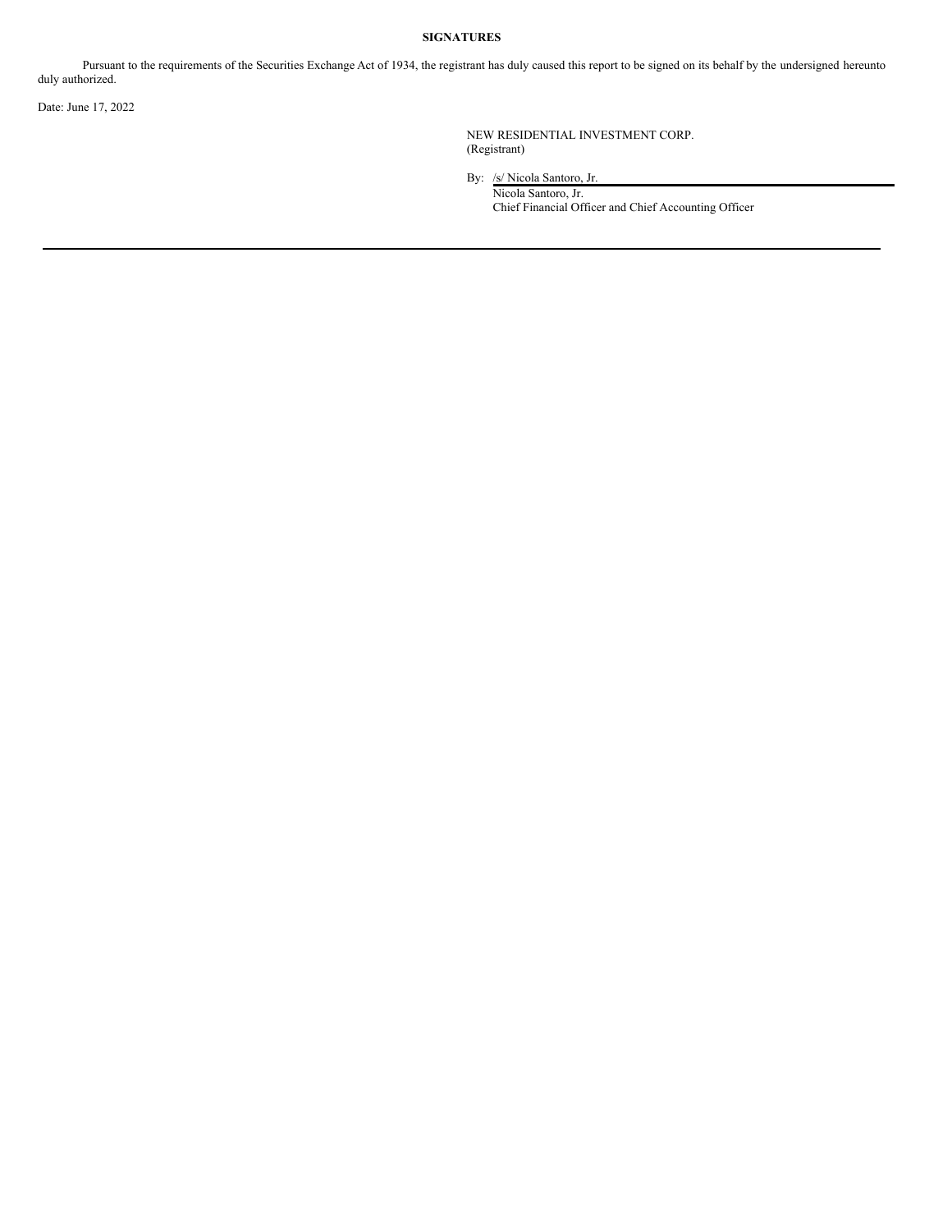**SIGNATURES**

Pursuant to the requirements of the Securities Exchange Act of 1934, the registrant has duly caused this report to be signed on its behalf by the undersigned hereunto duly authorized.

Date: June 17, 2022

NEW RESIDENTIAL INVESTMENT CORP.
(Registrant)

By: /s/ Nicola Santoro, Jr.
Nicola Santoro, Jr.
Chief Financial Officer and Chief Accounting Officer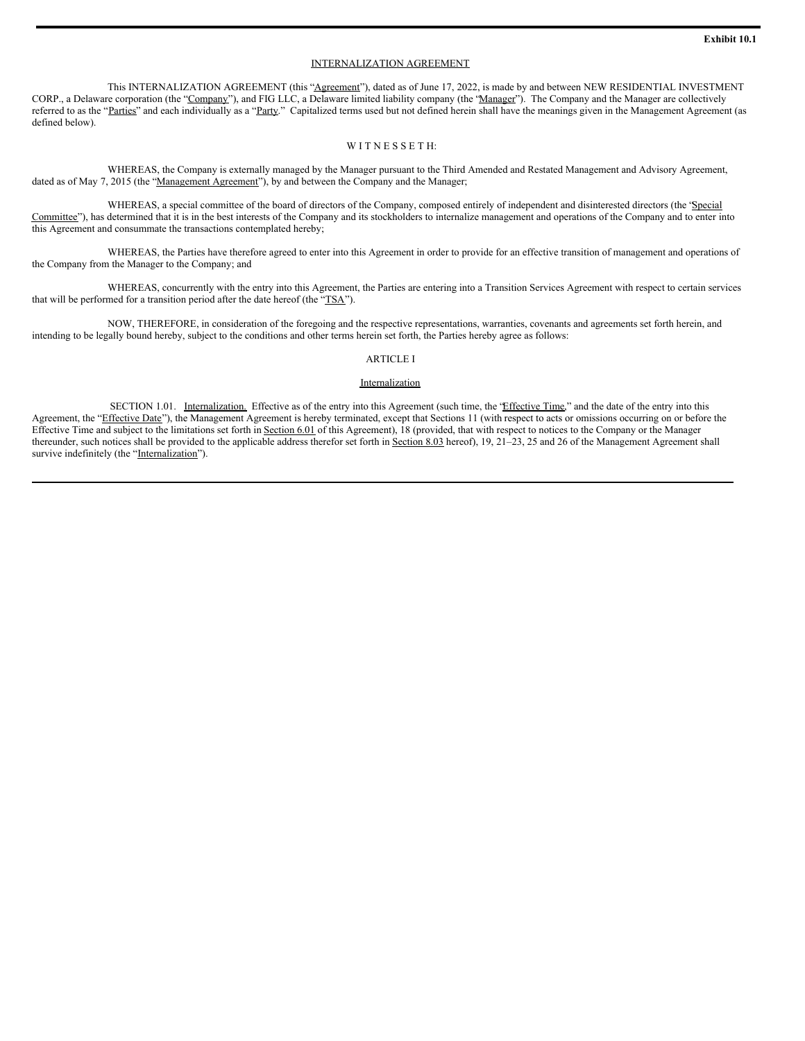**Exhibit 10.1**

INTERNALIZATION AGREEMENT

This INTERNALIZATION AGREEMENT (this "Agreement"), dated as of June 17, 2022, is made by and between NEW RESIDENTIAL INVESTMENT CORP., a Delaware corporation (the "Company"), and FIG LLC, a Delaware limited liability company (the "Manager"). The Company and the Manager are collectively referred to as the "Parties" and each individually as a "Party." Capitalized terms used but not defined herein shall have the meanings given in the Management Agreement (as defined below).

W I T N E S S E T H:

WHEREAS, the Company is externally managed by the Manager pursuant to the Third Amended and Restated Management and Advisory Agreement, dated as of May 7, 2015 (the "Management Agreement"), by and between the Company and the Manager;

WHEREAS, a special committee of the board of directors of the Company, composed entirely of independent and disinterested directors (the "Special Committee"), has determined that it is in the best interests of the Company and its stockholders to internalize management and operations of the Company and to enter into this Agreement and consummate the transactions contemplated hereby;

WHEREAS, the Parties have therefore agreed to enter into this Agreement in order to provide for an effective transition of management and operations of the Company from the Manager to the Company; and

WHEREAS, concurrently with the entry into this Agreement, the Parties are entering into a Transition Services Agreement with respect to certain services that will be performed for a transition period after the date hereof (the "TSA").

NOW, THEREFORE, in consideration of the foregoing and the respective representations, warranties, covenants and agreements set forth herein, and intending to be legally bound hereby, subject to the conditions and other terms herein set forth, the Parties hereby agree as follows:

ARTICLE I

Internalization

SECTION 1.01. Internalization. Effective as of the entry into this Agreement (such time, the "Effective Time," and the date of the entry into this Agreement, the "Effective Date"), the Management Agreement is hereby terminated, except that Sections 11 (with respect to acts or omissions occurring on or before the Effective Time and subject to the limitations set forth in Section 6.01 of this Agreement), 18 (provided, that with respect to notices to the Company or the Manager thereunder, such notices shall be provided to the applicable address therefor set forth in Section 8.03 hereof), 19, 21–23, 25 and 26 of the Management Agreement shall survive indefinitely (the "Internalization").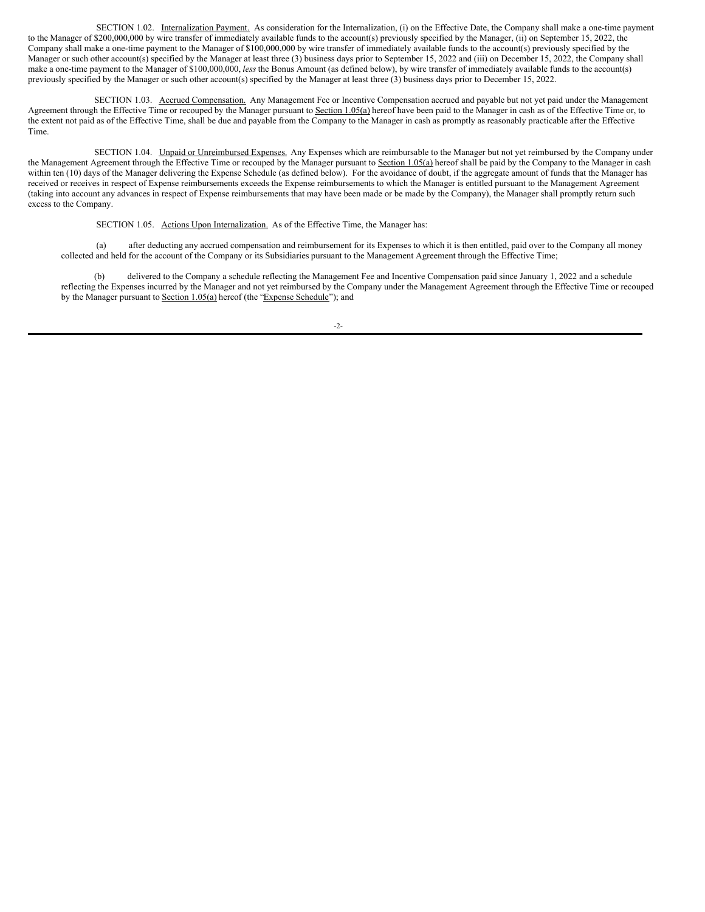SECTION 1.02. Internalization Payment. As consideration for the Internalization, (i) on the Effective Date, the Company shall make a one-time payment to the Manager of $200,000,000 by wire transfer of immediately available funds to the account(s) previously specified by the Manager, (ii) on September 15, 2022, the Company shall make a one-time payment to the Manager of $100,000,000 by wire transfer of immediately available funds to the account(s) previously specified by the Manager or such other account(s) specified by the Manager at least three (3) business days prior to September 15, 2022 and (iii) on December 15, 2022, the Company shall make a one-time payment to the Manager of $100,000,000, *less* the Bonus Amount (as defined below), by wire transfer of immediately available funds to the account(s) previously specified by the Manager or such other account(s) specified by the Manager at least three (3) business days prior to December 15, 2022.

SECTION 1.03. Accrued Compensation. Any Management Fee or Incentive Compensation accrued and payable but not yet paid under the Management Agreement through the Effective Time or recouped by the Manager pursuant to Section 1.05(a) hereof have been paid to the Manager in cash as of the Effective Time or, to the extent not paid as of the Effective Time, shall be due and payable from the Company to the Manager in cash as promptly as reasonably practicable after the Effective Time.

SECTION 1.04. Unpaid or Unreimbursed Expenses. Any Expenses which are reimbursable to the Manager but not yet reimbursed by the Company under the Management Agreement through the Effective Time or recouped by the Manager pursuant to Section 1.05(a) hereof shall be paid by the Company to the Manager in cash within ten (10) days of the Manager delivering the Expense Schedule (as defined below). For the avoidance of doubt, if the aggregate amount of funds that the Manager has received or receives in respect of Expense reimbursements exceeds the Expense reimbursements to which the Manager is entitled pursuant to the Management Agreement (taking into account any advances in respect of Expense reimbursements that may have been made or be made by the Company), the Manager shall promptly return such excess to the Company.

SECTION 1.05. Actions Upon Internalization. As of the Effective Time, the Manager has:

(a) after deducting any accrued compensation and reimbursement for its Expenses to which it is then entitled, paid over to the Company all money collected and held for the account of the Company or its Subsidiaries pursuant to the Management Agreement through the Effective Time;

(b) delivered to the Company a schedule reflecting the Management Fee and Incentive Compensation paid since January 1, 2022 and a schedule reflecting the Expenses incurred by the Manager and not yet reimbursed by the Company under the Management Agreement through the Effective Time or recouped by the Manager pursuant to Section 1.05(a) hereof (the "Expense Schedule"); and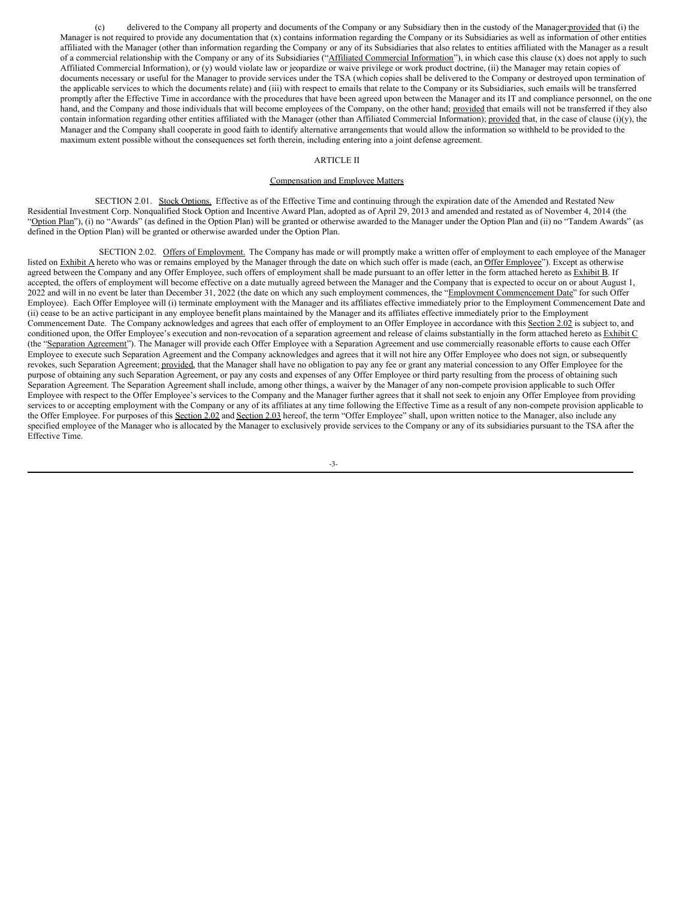(c) delivered to the Company all property and documents of the Company or any Subsidiary then in the custody of the Manager; provided that (i) the Manager is not required to provide any documentation that (x) contains information regarding the Company or its Subsidiaries as well as information of other entities affiliated with the Manager (other than information regarding the Company or any of its Subsidiaries that also relates to entities affiliated with the Manager as a result of a commercial relationship with the Company or any of its Subsidiaries ("Affiliated Commercial Information"), in which case this clause (x) does not apply to such Affiliated Commercial Information), or (y) would violate law or jeopardize or waive privilege or work product doctrine, (ii) the Manager may retain copies of documents necessary or useful for the Manager to provide services under the TSA (which copies shall be delivered to the Company or destroyed upon termination of the applicable services to which the documents relate) and (iii) with respect to emails that relate to the Company or its Subsidiaries, such emails will be transferred promptly after the Effective Time in accordance with the procedures that have been agreed upon between the Manager and its IT and compliance personnel, on the one hand, and the Company and those individuals that will become employees of the Company, on the other hand; provided that emails will not be transferred if they also contain information regarding other entities affiliated with the Manager (other than Affiliated Commercial Information); provided that, in the case of clause (i)(y), the Manager and the Company shall cooperate in good faith to identify alternative arrangements that would allow the information so withheld to be provided to the maximum extent possible without the consequences set forth therein, including entering into a joint defense agreement.

ARTICLE II

Compensation and Employee Matters

SECTION 2.01. Stock Options. Effective as of the Effective Time and continuing through the expiration date of the Amended and Restated New Residential Investment Corp. Nonqualified Stock Option and Incentive Award Plan, adopted as of April 29, 2013 and amended and restated as of November 4, 2014 (the "Option Plan"), (i) no "Awards" (as defined in the Option Plan) will be granted or otherwise awarded to the Manager under the Option Plan and (ii) no "Tandem Awards" (as defined in the Option Plan) will be granted or otherwise awarded under the Option Plan.

SECTION 2.02. Offers of Employment. The Company has made or will promptly make a written offer of employment to each employee of the Manager listed on Exhibit A hereto who was or remains employed by the Manager through the date on which such offer is made (each, an Offer Employee"). Except as otherwise agreed between the Company and any Offer Employee, such offers of employment shall be made pursuant to an offer letter in the form attached hereto as Exhibit B. If accepted, the offers of employment will become effective on a date mutually agreed between the Manager and the Company that is expected to occur on or about August 1, 2022 and will in no event be later than December 31, 2022 (the date on which any such employment commences, the "Employment Commencement Date" for such Offer Employee). Each Offer Employee will (i) terminate employment with the Manager and its affiliates effective immediately prior to the Employment Commencement Date and (ii) cease to be an active participant in any employee benefit plans maintained by the Manager and its affiliates effective immediately prior to the Employment Commencement Date. The Company acknowledges and agrees that each offer of employment to an Offer Employee in accordance with this Section 2.02 is subject to, and conditioned upon, the Offer Employee's execution and non-revocation of a separation agreement and release of claims substantially in the form attached hereto as Exhibit C (the "Separation Agreement"). The Manager will provide each Offer Employee with a Separation Agreement and use commercially reasonable efforts to cause each Offer Employee to execute such Separation Agreement and the Company acknowledges and agrees that it will not hire any Offer Employee who does not sign, or subsequently revokes, such Separation Agreement; provided, that the Manager shall have no obligation to pay any fee or grant any material concession to any Offer Employee for the purpose of obtaining any such Separation Agreement, or pay any costs and expenses of any Offer Employee or third party resulting from the process of obtaining such Separation Agreement. The Separation Agreement shall include, among other things, a waiver by the Manager of any non-compete provision applicable to such Offer Employee with respect to the Offer Employee's services to the Company and the Manager further agrees that it shall not seek to enjoin any Offer Employee from providing services to or accepting employment with the Company or any of its affiliates at any time following the Effective Time as a result of any non-compete provision applicable to the Offer Employee. For purposes of this Section 2.02 and Section 2.03 hereof, the term "Offer Employee" shall, upon written notice to the Manager, also include any specified employee of the Manager who is allocated by the Manager to exclusively provide services to the Company or any of its subsidiaries pursuant to the TSA after the Effective Time.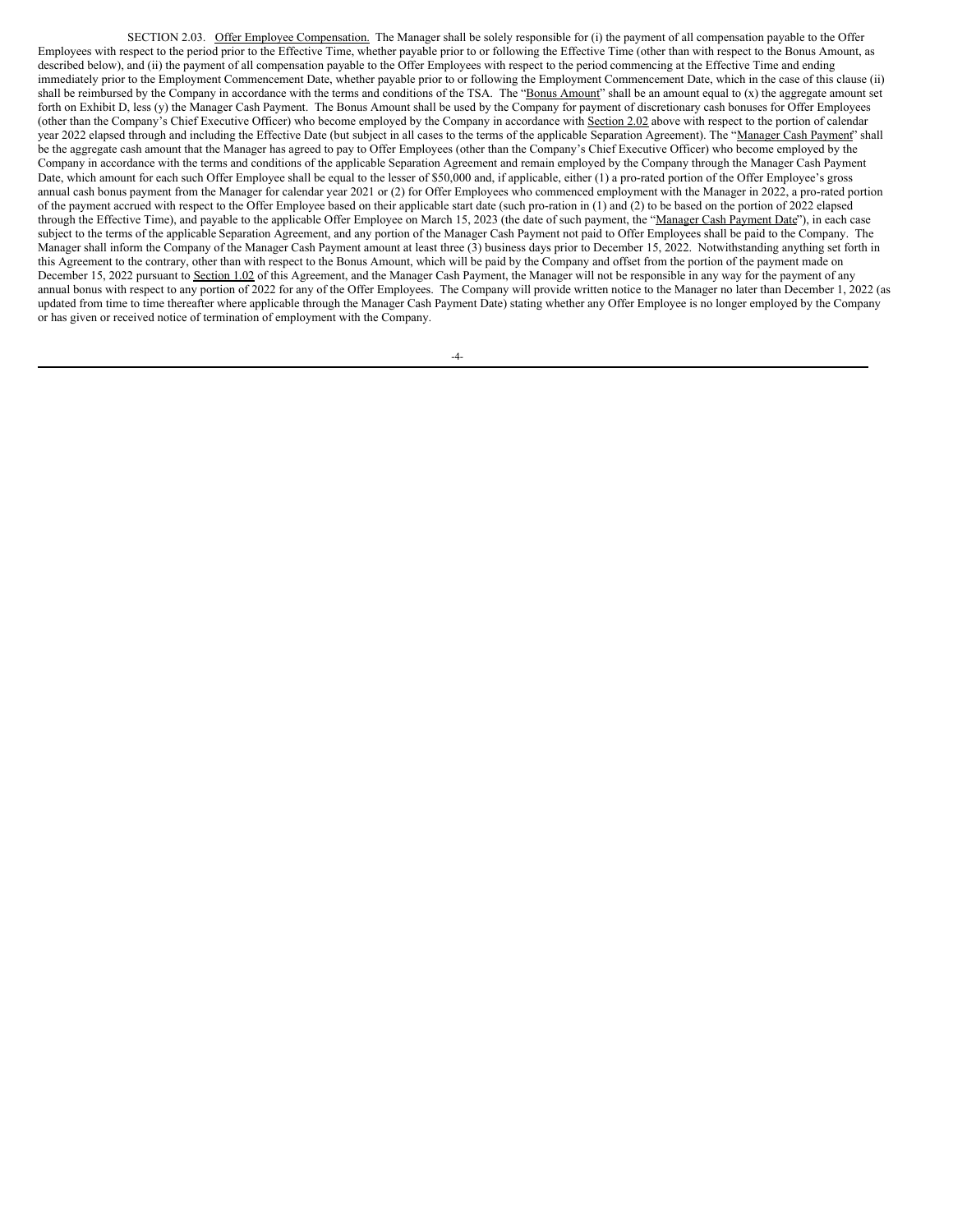SECTION 2.03. Offer Employee Compensation. The Manager shall be solely responsible for (i) the payment of all compensation payable to the Offer Employees with respect to the period prior to the Effective Time, whether payable prior to or following the Effective Time (other than with respect to the Bonus Amount, as described below), and (ii) the payment of all compensation payable to the Offer Employees with respect to the period commencing at the Effective Time and ending immediately prior to the Employment Commencement Date, whether payable prior to or following the Employment Commencement Date, which in the case of this clause (ii) shall be reimbursed by the Company in accordance with the terms and conditions of the TSA. The "Bonus Amount" shall be an amount equal to (x) the aggregate amount set forth on Exhibit D, less (y) the Manager Cash Payment. The Bonus Amount shall be used by the Company for payment of discretionary cash bonuses for Offer Employees (other than the Company's Chief Executive Officer) who become employed by the Company in accordance with Section 2.02 above with respect to the portion of calendar year 2022 elapsed through and including the Effective Date (but subject in all cases to the terms of the applicable Separation Agreement). The "Manager Cash Payment" shall be the aggregate cash amount that the Manager has agreed to pay to Offer Employees (other than the Company's Chief Executive Officer) who become employed by the Company in accordance with the terms and conditions of the applicable Separation Agreement and remain employed by the Company through the Manager Cash Payment Date, which amount for each such Offer Employee shall be equal to the lesser of $50,000 and, if applicable, either (1) a pro-rated portion of the Offer Employee's gross annual cash bonus payment from the Manager for calendar year 2021 or (2) for Offer Employees who commenced employment with the Manager in 2022, a pro-rated portion of the payment accrued with respect to the Offer Employee based on their applicable start date (such pro-ration in (1) and (2) to be based on the portion of 2022 elapsed through the Effective Time), and payable to the applicable Offer Employee on March 15, 2023 (the date of such payment, the "Manager Cash Payment Date"), in each case subject to the terms of the applicable Separation Agreement, and any portion of the Manager Cash Payment not paid to Offer Employees shall be paid to the Company. The Manager shall inform the Company of the Manager Cash Payment amount at least three (3) business days prior to December 15, 2022. Notwithstanding anything set forth in this Agreement to the contrary, other than with respect to the Bonus Amount, which will be paid by the Company and offset from the portion of the payment made on December 15, 2022 pursuant to Section 1.02 of this Agreement, and the Manager Cash Payment, the Manager will not be responsible in any way for the payment of any annual bonus with respect to any portion of 2022 for any of the Offer Employees. The Company will provide written notice to the Manager no later than December 1, 2022 (as updated from time to time thereafter where applicable through the Manager Cash Payment Date) stating whether any Offer Employee is no longer employed by the Company or has given or received notice of termination of employment with the Company.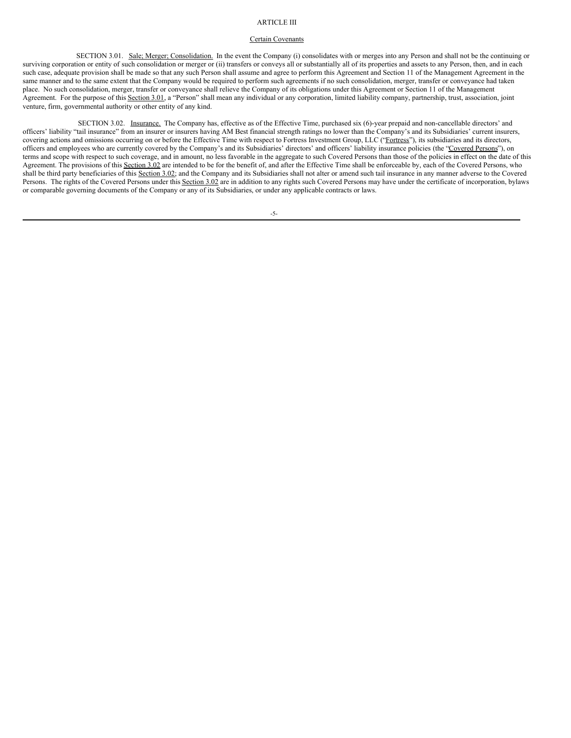ARTICLE III

Certain Covenants

SECTION 3.01. Sale; Merger; Consolidation. In the event the Company (i) consolidates with or merges into any Person and shall not be the continuing or surviving corporation or entity of such consolidation or merger or (ii) transfers or conveys all or substantially all of its properties and assets to any Person, then, and in each such case, adequate provision shall be made so that any such Person shall assume and agree to perform this Agreement and Section 11 of the Management Agreement in the same manner and to the same extent that the Company would be required to perform such agreements if no such consolidation, merger, transfer or conveyance had taken place. No such consolidation, merger, transfer or conveyance shall relieve the Company of its obligations under this Agreement or Section 11 of the Management Agreement. For the purpose of this Section 3.01, a "Person" shall mean any individual or any corporation, limited liability company, partnership, trust, association, joint venture, firm, governmental authority or other entity of any kind.

SECTION 3.02. Insurance. The Company has, effective as of the Effective Time, purchased six (6)-year prepaid and non-cancellable directors' and officers' liability "tail insurance" from an insurer or insurers having AM Best financial strength ratings no lower than the Company's and its Subsidiaries' current insurers, covering actions and omissions occurring on or before the Effective Time with respect to Fortress Investment Group, LLC ("Fortress"), its subsidiaries and its directors, officers and employees who are currently covered by the Company's and its Subsidiaries' directors' and officers' liability insurance policies (the "Covered Persons"), on terms and scope with respect to such coverage, and in amount, no less favorable in the aggregate to such Covered Persons than those of the policies in effect on the date of this Agreement. The provisions of this Section 3.02 are intended to be for the benefit of, and after the Effective Time shall be enforceable by, each of the Covered Persons, who shall be third party beneficiaries of this Section 3.02; and the Company and its Subsidiaries shall not alter or amend such tail insurance in any manner adverse to the Covered Persons. The rights of the Covered Persons under this Section 3.02 are in addition to any rights such Covered Persons may have under the certificate of incorporation, bylaws or comparable governing documents of the Company or any of its Subsidiaries, or under any applicable contracts or laws.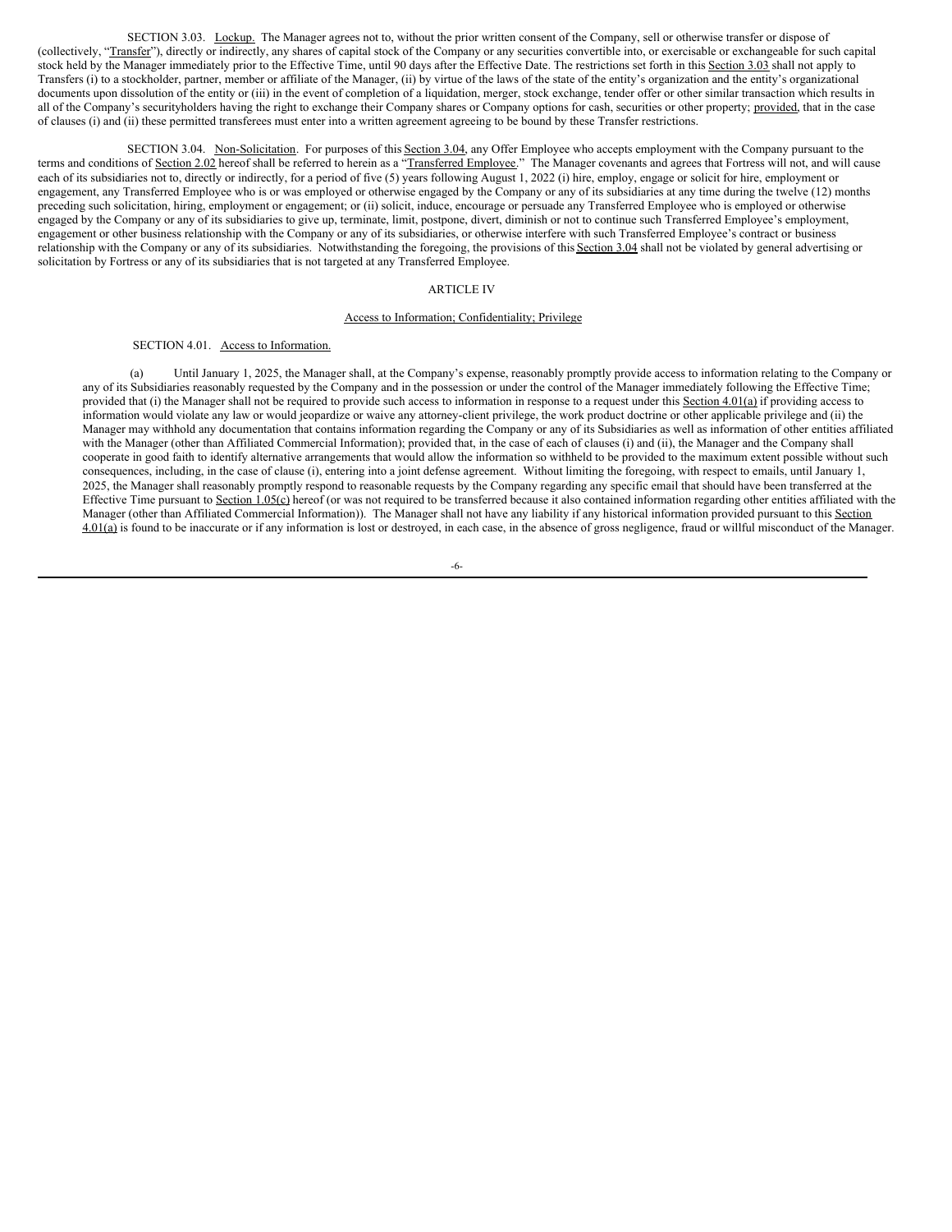SECTION 3.03. Lockup. The Manager agrees not to, without the prior written consent of the Company, sell or otherwise transfer or dispose of (collectively, "Transfer"), directly or indirectly, any shares of capital stock of the Company or any securities convertible into, or exercisable or exchangeable for such capital stock held by the Manager immediately prior to the Effective Time, until 90 days after the Effective Date. The restrictions set forth in this Section 3.03 shall not apply to Transfers (i) to a stockholder, partner, member or affiliate of the Manager, (ii) by virtue of the laws of the state of the entity's organization and the entity's organizational documents upon dissolution of the entity or (iii) in the event of completion of a liquidation, merger, stock exchange, tender offer or other similar transaction which results in all of the Company's securityholders having the right to exchange their Company shares or Company options for cash, securities or other property; provided, that in the case of clauses (i) and (ii) these permitted transferees must enter into a written agreement agreeing to be bound by these Transfer restrictions.

SECTION 3.04. Non-Solicitation. For purposes of this Section 3.04, any Offer Employee who accepts employment with the Company pursuant to the terms and conditions of Section 2.02 hereof shall be referred to herein as a "Transferred Employee." The Manager covenants and agrees that Fortress will not, and will cause each of its subsidiaries not to, directly or indirectly, for a period of five (5) years following August 1, 2022 (i) hire, employ, engage or solicit for hire, employment or engagement, any Transferred Employee who is or was employed or otherwise engaged by the Company or any of its subsidiaries at any time during the twelve (12) months preceding such solicitation, hiring, employment or engagement; or (ii) solicit, induce, encourage or persuade any Transferred Employee who is employed or otherwise engaged by the Company or any of its subsidiaries to give up, terminate, limit, postpone, divert, diminish or not to continue such Transferred Employee's employment, engagement or other business relationship with the Company or any of its subsidiaries, or otherwise interfere with such Transferred Employee's contract or business relationship with the Company or any of its subsidiaries. Notwithstanding the foregoing, the provisions of this Section 3.04 shall not be violated by general advertising or solicitation by Fortress or any of its subsidiaries that is not targeted at any Transferred Employee.

## ARTICLE IV

### Access to Information; Confidentiality; Privilege

SECTION 4.01. Access to Information.

(a) Until January 1, 2025, the Manager shall, at the Company's expense, reasonably promptly provide access to information relating to the Company or any of its Subsidiaries reasonably requested by the Company and in the possession or under the control of the Manager immediately following the Effective Time; provided that (i) the Manager shall not be required to provide such access to information in response to a request under this Section 4.01(a) if providing access to information would violate any law or would jeopardize or waive any attorney-client privilege, the work product doctrine or other applicable privilege and (ii) the Manager may withhold any documentation that contains information regarding the Company or any of its Subsidiaries as well as information of other entities affiliated with the Manager (other than Affiliated Commercial Information); provided that, in the case of each of clauses (i) and (ii), the Manager and the Company shall cooperate in good faith to identify alternative arrangements that would allow the information so withheld to be provided to the maximum extent possible without such consequences, including, in the case of clause (i), entering into a joint defense agreement. Without limiting the foregoing, with respect to emails, until January 1, 2025, the Manager shall reasonably promptly respond to reasonable requests by the Company regarding any specific email that should have been transferred at the Effective Time pursuant to Section 1.05(c) hereof (or was not required to be transferred because it also contained information regarding other entities affiliated with the Manager (other than Affiliated Commercial Information)). The Manager shall not have any liability if any historical information provided pursuant to this Section 4.01(a) is found to be inaccurate or if any information is lost or destroyed, in each case, in the absence of gross negligence, fraud or willful misconduct of the Manager.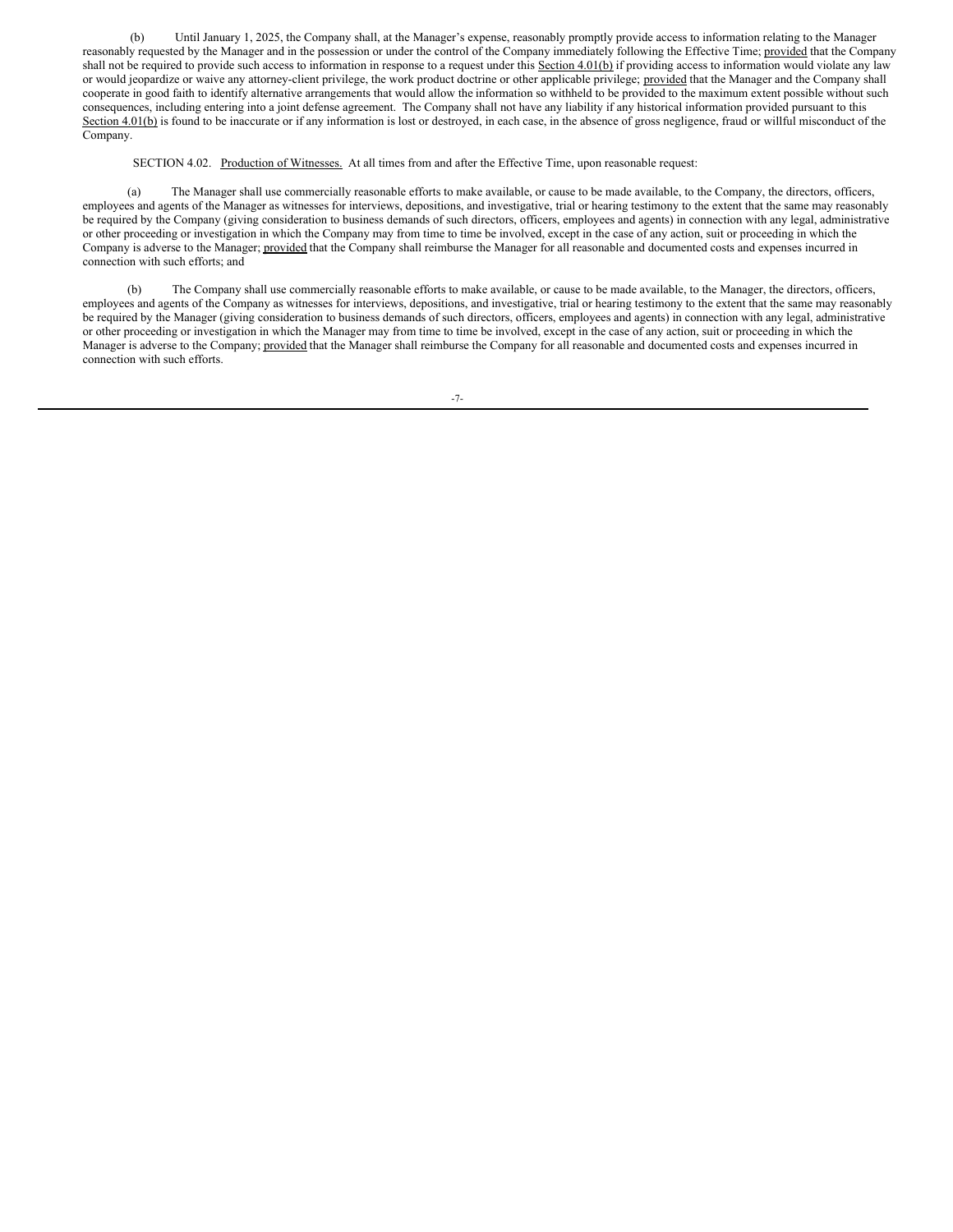(b) Until January 1, 2025, the Company shall, at the Manager's expense, reasonably promptly provide access to information relating to the Manager reasonably requested by the Manager and in the possession or under the control of the Company immediately following the Effective Time; provided that the Company shall not be required to provide such access to information in response to a request under this Section 4.01(b) if providing access to information would violate any law or would jeopardize or waive any attorney-client privilege, the work product doctrine or other applicable privilege; provided that the Manager and the Company shall cooperate in good faith to identify alternative arrangements that would allow the information so withheld to be provided to the maximum extent possible without such consequences, including entering into a joint defense agreement. The Company shall not have any liability if any historical information provided pursuant to this Section 4.01(b) is found to be inaccurate or if any information is lost or destroyed, in each case, in the absence of gross negligence, fraud or willful misconduct of the Company.

SECTION 4.02. Production of Witnesses. At all times from and after the Effective Time, upon reasonable request:

(a) The Manager shall use commercially reasonable efforts to make available, or cause to be made available, to the Company, the directors, officers, employees and agents of the Manager as witnesses for interviews, depositions, and investigative, trial or hearing testimony to the extent that the same may reasonably be required by the Company (giving consideration to business demands of such directors, officers, employees and agents) in connection with any legal, administrative or other proceeding or investigation in which the Company may from time to time be involved, except in the case of any action, suit or proceeding in which the Company is adverse to the Manager; provided that the Company shall reimburse the Manager for all reasonable and documented costs and expenses incurred in connection with such efforts; and

(b) The Company shall use commercially reasonable efforts to make available, or cause to be made available, to the Manager, the directors, officers, employees and agents of the Company as witnesses for interviews, depositions, and investigative, trial or hearing testimony to the extent that the same may reasonably be required by the Manager (giving consideration to business demands of such directors, officers, employees and agents) in connection with any legal, administrative or other proceeding or investigation in which the Manager may from time to time be involved, except in the case of any action, suit or proceeding in which the Manager is adverse to the Company; provided that the Manager shall reimburse the Company for all reasonable and documented costs and expenses incurred in connection with such efforts.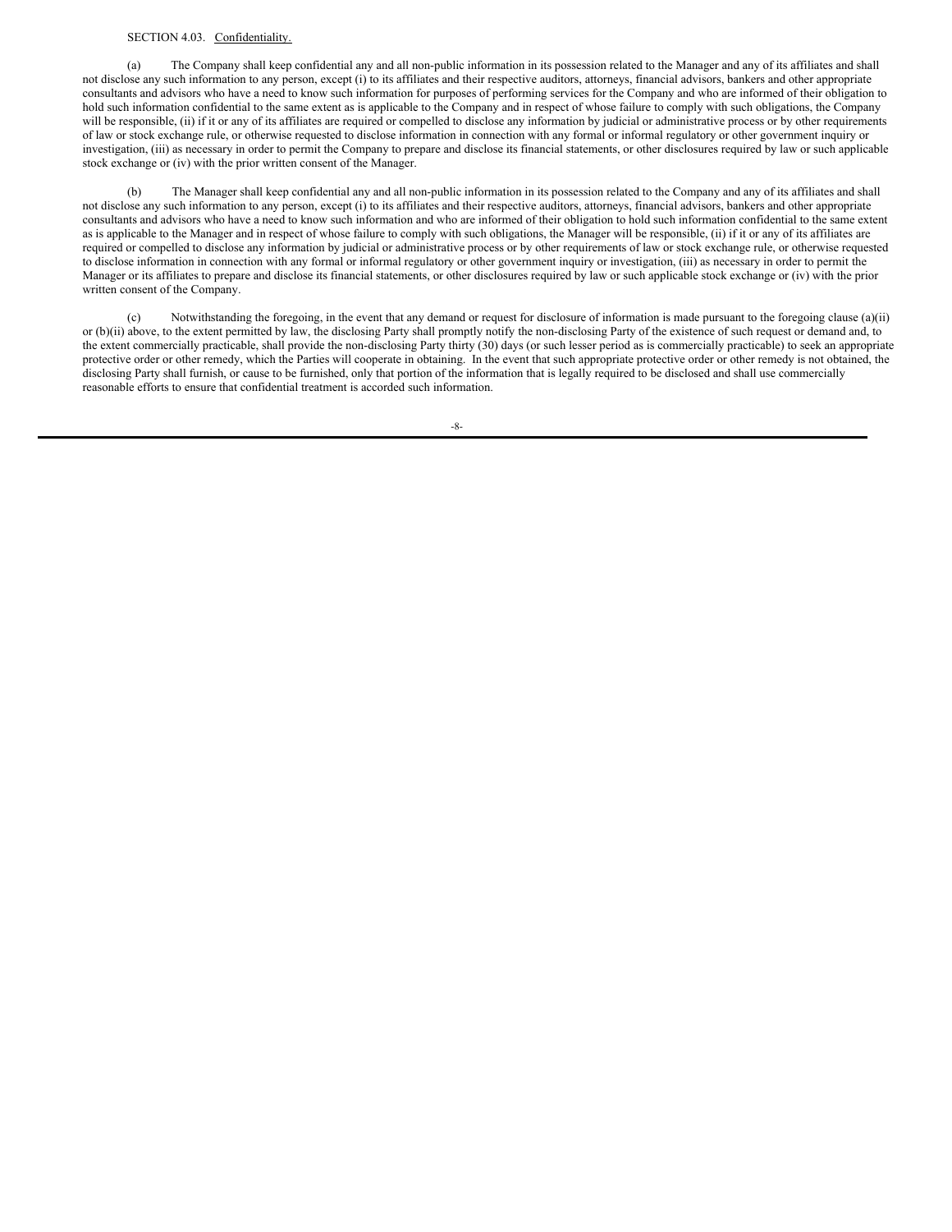SECTION 4.03. Confidentiality.

(a) The Company shall keep confidential any and all non-public information in its possession related to the Manager and any of its affiliates and shall not disclose any such information to any person, except (i) to its affiliates and their respective auditors, attorneys, financial advisors, bankers and other appropriate consultants and advisors who have a need to know such information for purposes of performing services for the Company and who are informed of their obligation to hold such information confidential to the same extent as is applicable to the Company and in respect of whose failure to comply with such obligations, the Company will be responsible, (ii) if it or any of its affiliates are required or compelled to disclose any information by judicial or administrative process or by other requirements of law or stock exchange rule, or otherwise requested to disclose information in connection with any formal or informal regulatory or other government inquiry or investigation, (iii) as necessary in order to permit the Company to prepare and disclose its financial statements, or other disclosures required by law or such applicable stock exchange or (iv) with the prior written consent of the Manager.

(b) The Manager shall keep confidential any and all non-public information in its possession related to the Company and any of its affiliates and shall not disclose any such information to any person, except (i) to its affiliates and their respective auditors, attorneys, financial advisors, bankers and other appropriate consultants and advisors who have a need to know such information and who are informed of their obligation to hold such information confidential to the same extent as is applicable to the Manager and in respect of whose failure to comply with such obligations, the Manager will be responsible, (ii) if it or any of its affiliates are required or compelled to disclose any information by judicial or administrative process or by other requirements of law or stock exchange rule, or otherwise requested to disclose information in connection with any formal or informal regulatory or other government inquiry or investigation, (iii) as necessary in order to permit the Manager or its affiliates to prepare and disclose its financial statements, or other disclosures required by law or such applicable stock exchange or (iv) with the prior written consent of the Company.

(c) Notwithstanding the foregoing, in the event that any demand or request for disclosure of information is made pursuant to the foregoing clause (a)(ii) or (b)(ii) above, to the extent permitted by law, the disclosing Party shall promptly notify the non-disclosing Party of the existence of such request or demand and, to the extent commercially practicable, shall provide the non-disclosing Party thirty (30) days (or such lesser period as is commercially practicable) to seek an appropriate protective order or other remedy, which the Parties will cooperate in obtaining. In the event that such appropriate protective order or other remedy is not obtained, the disclosing Party shall furnish, or cause to be furnished, only that portion of the information that is legally required to be disclosed and shall use commercially reasonable efforts to ensure that confidential treatment is accorded such information.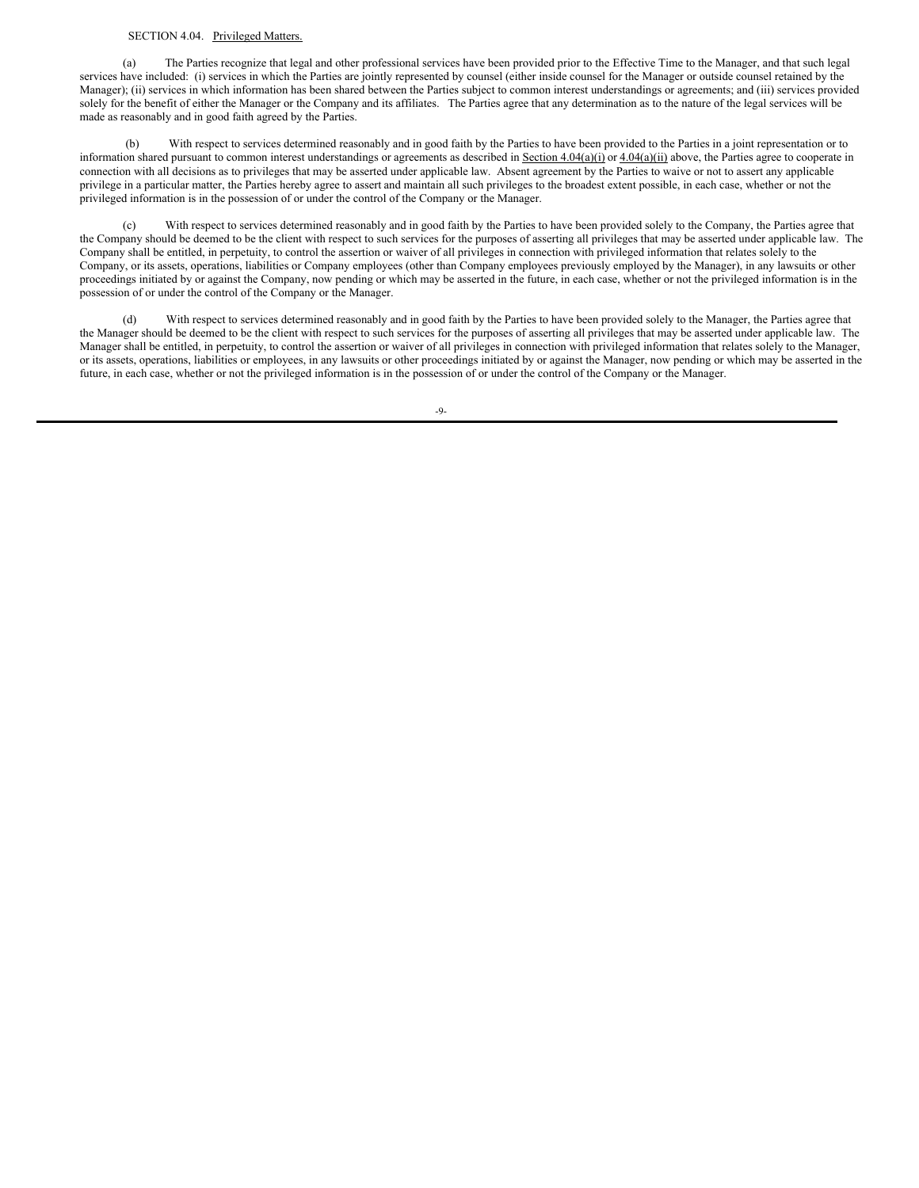SECTION 4.04. Privileged Matters.

(a) The Parties recognize that legal and other professional services have been provided prior to the Effective Time to the Manager, and that such legal services have included: (i) services in which the Parties are jointly represented by counsel (either inside counsel for the Manager or outside counsel retained by the Manager); (ii) services in which information has been shared between the Parties subject to common interest understandings or agreements; and (iii) services provided solely for the benefit of either the Manager or the Company and its affiliates. The Parties agree that any determination as to the nature of the legal services will be made as reasonably and in good faith agreed by the Parties.

(b) With respect to services determined reasonably and in good faith by the Parties to have been provided to the Parties in a joint representation or to information shared pursuant to common interest understandings or agreements as described in Section 4.04(a)(i) or 4.04(a)(ii) above, the Parties agree to cooperate in connection with all decisions as to privileges that may be asserted under applicable law. Absent agreement by the Parties to waive or not to assert any applicable privilege in a particular matter, the Parties hereby agree to assert and maintain all such privileges to the broadest extent possible, in each case, whether or not the privileged information is in the possession of or under the control of the Company or the Manager.

(c) With respect to services determined reasonably and in good faith by the Parties to have been provided solely to the Company, the Parties agree that the Company should be deemed to be the client with respect to such services for the purposes of asserting all privileges that may be asserted under applicable law. The Company shall be entitled, in perpetuity, to control the assertion or waiver of all privileges in connection with privileged information that relates solely to the Company, or its assets, operations, liabilities or Company employees (other than Company employees previously employed by the Manager), in any lawsuits or other proceedings initiated by or against the Company, now pending or which may be asserted in the future, in each case, whether or not the privileged information is in the possession of or under the control of the Company or the Manager.

(d) With respect to services determined reasonably and in good faith by the Parties to have been provided solely to the Manager, the Parties agree that the Manager should be deemed to be the client with respect to such services for the purposes of asserting all privileges that may be asserted under applicable law. The Manager shall be entitled, in perpetuity, to control the assertion or waiver of all privileges in connection with privileged information that relates solely to the Manager, or its assets, operations, liabilities or employees, in any lawsuits or other proceedings initiated by or against the Manager, now pending or which may be asserted in the future, in each case, whether or not the privileged information is in the possession of or under the control of the Company or the Manager.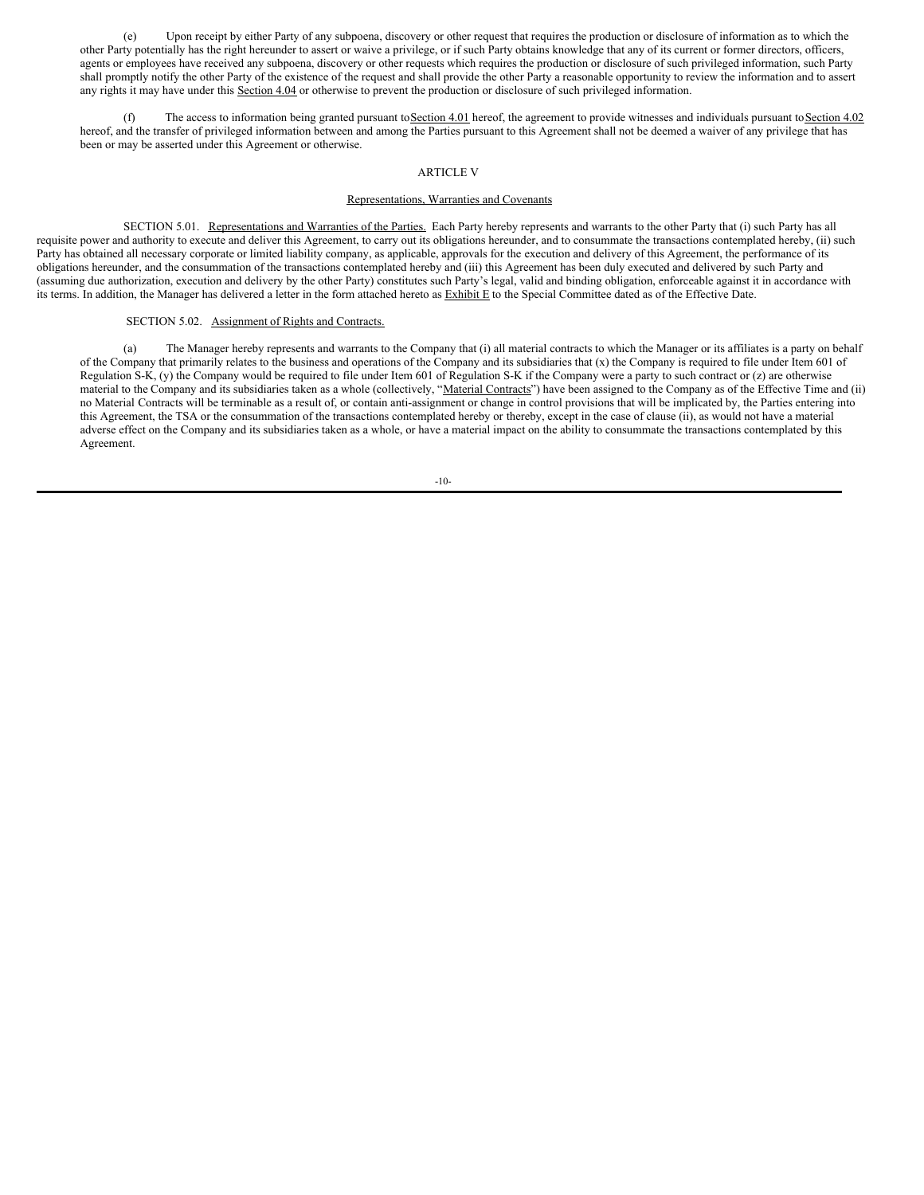(e) Upon receipt by either Party of any subpoena, discovery or other request that requires the production or disclosure of information as to which the other Party potentially has the right hereunder to assert or waive a privilege, or if such Party obtains knowledge that any of its current or former directors, officers, agents or employees have received any subpoena, discovery or other requests which requires the production or disclosure of such privileged information, such Party shall promptly notify the other Party of the existence of the request and shall provide the other Party a reasonable opportunity to review the information and to assert any rights it may have under this Section 4.04 or otherwise to prevent the production or disclosure of such privileged information.

(f) The access to information being granted pursuant to Section 4.01 hereof, the agreement to provide witnesses and individuals pursuant to Section 4.02 hereof, and the transfer of privileged information between and among the Parties pursuant to this Agreement shall not be deemed a waiver of any privilege that has been or may be asserted under this Agreement or otherwise.

## ARTICLE V

### Representations, Warranties and Covenants

SECTION 5.01. Representations and Warranties of the Parties. Each Party hereby represents and warrants to the other Party that (i) such Party has all requisite power and authority to execute and deliver this Agreement, to carry out its obligations hereunder, and to consummate the transactions contemplated hereby, (ii) such Party has obtained all necessary corporate or limited liability company, as applicable, approvals for the execution and delivery of this Agreement, the performance of its obligations hereunder, and the consummation of the transactions contemplated hereby and (iii) this Agreement has been duly executed and delivered by such Party and (assuming due authorization, execution and delivery by the other Party) constitutes such Party's legal, valid and binding obligation, enforceable against it in accordance with its terms. In addition, the Manager has delivered a letter in the form attached hereto as Exhibit E to the Special Committee dated as of the Effective Date.

SECTION 5.02. Assignment of Rights and Contracts.

(a) The Manager hereby represents and warrants to the Company that (i) all material contracts to which the Manager or its affiliates is a party on behalf of the Company that primarily relates to the business and operations of the Company and its subsidiaries that (x) the Company is required to file under Item 601 of Regulation S-K, (y) the Company would be required to file under Item 601 of Regulation S-K if the Company were a party to such contract or (z) are otherwise material to the Company and its subsidiaries taken as a whole (collectively, "Material Contracts") have been assigned to the Company as of the Effective Time and (ii) no Material Contracts will be terminable as a result of, or contain anti-assignment or change in control provisions that will be implicated by, the Parties entering into this Agreement, the TSA or the consummation of the transactions contemplated hereby or thereby, except in the case of clause (ii), as would not have a material adverse effect on the Company and its subsidiaries taken as a whole, or have a material impact on the ability to consummate the transactions contemplated by this Agreement.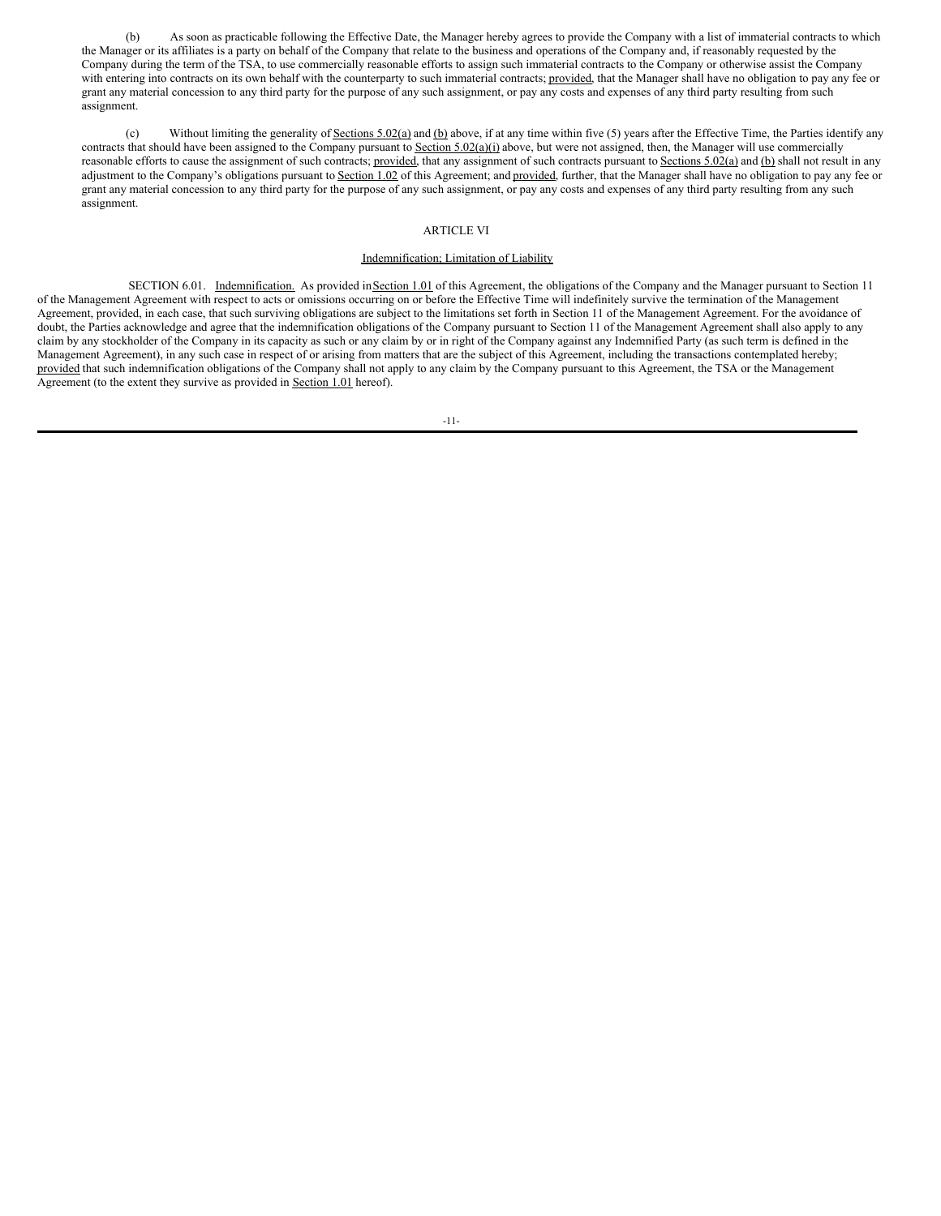(b) As soon as practicable following the Effective Date, the Manager hereby agrees to provide the Company with a list of immaterial contracts to which the Manager or its affiliates is a party on behalf of the Company that relate to the business and operations of the Company and, if reasonably requested by the Company during the term of the TSA, to use commercially reasonable efforts to assign such immaterial contracts to the Company or otherwise assist the Company with entering into contracts on its own behalf with the counterparty to such immaterial contracts; provided, that the Manager shall have no obligation to pay any fee or grant any material concession to any third party for the purpose of any such assignment, or pay any costs and expenses of any third party resulting from such assignment.

(c) Without limiting the generality of Sections 5.02(a) and (b) above, if at any time within five (5) years after the Effective Time, the Parties identify any contracts that should have been assigned to the Company pursuant to Section 5.02(a)(i) above, but were not assigned, then, the Manager will use commercially reasonable efforts to cause the assignment of such contracts; provided, that any assignment of such contracts pursuant to Sections 5.02(a) and (b) shall not result in any adjustment to the Company's obligations pursuant to Section 1.02 of this Agreement; and provided, further, that the Manager shall have no obligation to pay any fee or grant any material concession to any third party for the purpose of any such assignment, or pay any costs and expenses of any third party resulting from any such assignment.

## ARTICLE VI

### Indemnification; Limitation of Liability

SECTION 6.01. Indemnification. As provided in Section 1.01 of this Agreement, the obligations of the Company and the Manager pursuant to Section 11 of the Management Agreement with respect to acts or omissions occurring on or before the Effective Time will indefinitely survive the termination of the Management Agreement, provided, in each case, that such surviving obligations are subject to the limitations set forth in Section 11 of the Management Agreement. For the avoidance of doubt, the Parties acknowledge and agree that the indemnification obligations of the Company pursuant to Section 11 of the Management Agreement shall also apply to any claim by any stockholder of the Company in its capacity as such or any claim by or in right of the Company against any Indemnified Party (as such term is defined in the Management Agreement), in any such case in respect of or arising from matters that are the subject of this Agreement, including the transactions contemplated hereby; provided that such indemnification obligations of the Company shall not apply to any claim by the Company pursuant to this Agreement, the TSA or the Management Agreement (to the extent they survive as provided in Section 1.01 hereof).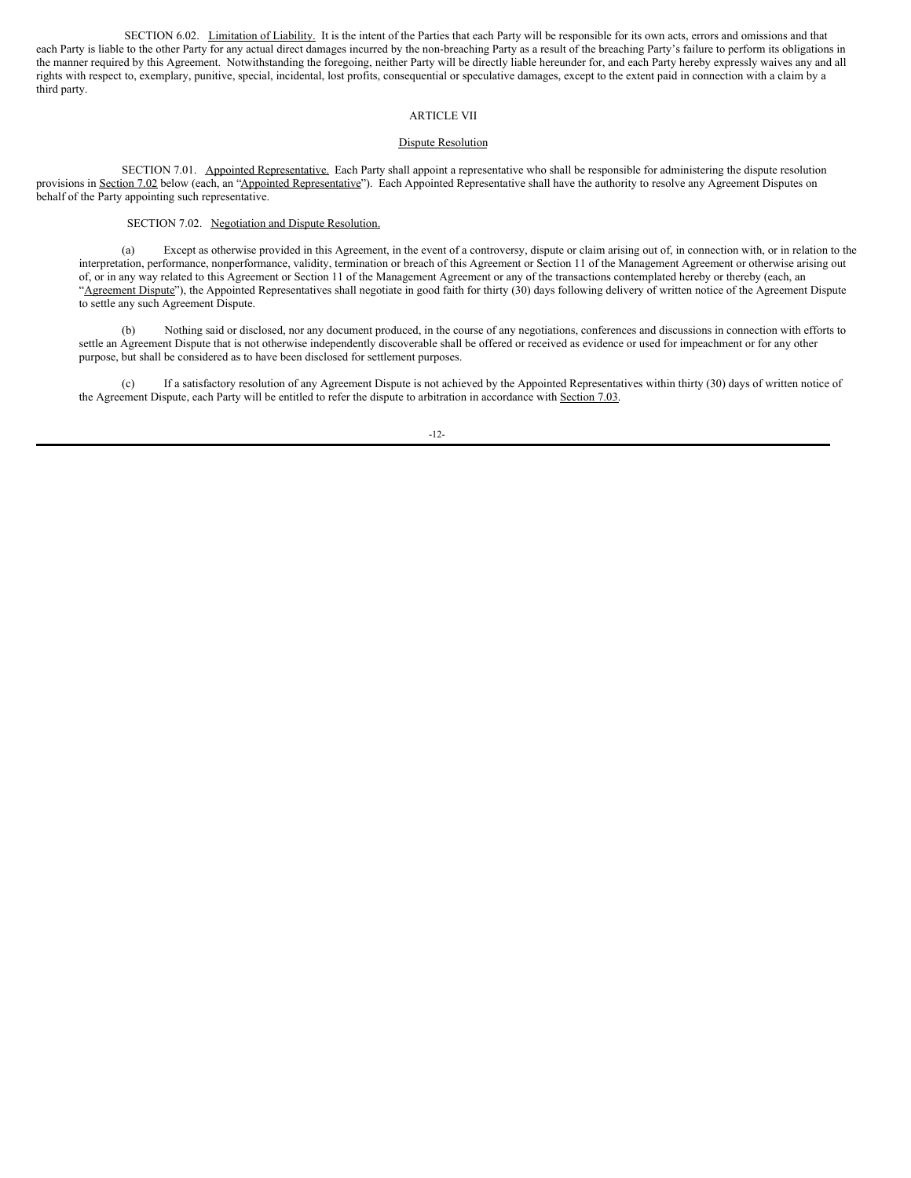SECTION 6.02. Limitation of Liability. It is the intent of the Parties that each Party will be responsible for its own acts, errors and omissions and that each Party is liable to the other Party for any actual direct damages incurred by the non-breaching Party as a result of the breaching Party's failure to perform its obligations in the manner required by this Agreement. Notwithstanding the foregoing, neither Party will be directly liable hereunder for, and each Party hereby expressly waives any and all rights with respect to, exemplary, punitive, special, incidental, lost profits, consequential or speculative damages, except to the extent paid in connection with a claim by a third party.

## ARTICLE VII

## Dispute Resolution

SECTION 7.01. Appointed Representative. Each Party shall appoint a representative who shall be responsible for administering the dispute resolution provisions in Section 7.02 below (each, an "Appointed Representative"). Each Appointed Representative shall have the authority to resolve any Agreement Disputes on behalf of the Party appointing such representative.

SECTION 7.02. Negotiation and Dispute Resolution.

(a) Except as otherwise provided in this Agreement, in the event of a controversy, dispute or claim arising out of, in connection with, or in relation to the interpretation, performance, nonperformance, validity, termination or breach of this Agreement or Section 11 of the Management Agreement or otherwise arising out of, or in any way related to this Agreement or Section 11 of the Management Agreement or any of the transactions contemplated hereby or thereby (each, an "Agreement Dispute"), the Appointed Representatives shall negotiate in good faith for thirty (30) days following delivery of written notice of the Agreement Dispute to settle any such Agreement Dispute.

(b) Nothing said or disclosed, nor any document produced, in the course of any negotiations, conferences and discussions in connection with efforts to settle an Agreement Dispute that is not otherwise independently discoverable shall be offered or received as evidence or used for impeachment or for any other purpose, but shall be considered as to have been disclosed for settlement purposes.

(c) If a satisfactory resolution of any Agreement Dispute is not achieved by the Appointed Representatives within thirty (30) days of written notice of the Agreement Dispute, each Party will be entitled to refer the dispute to arbitration in accordance with Section 7.03.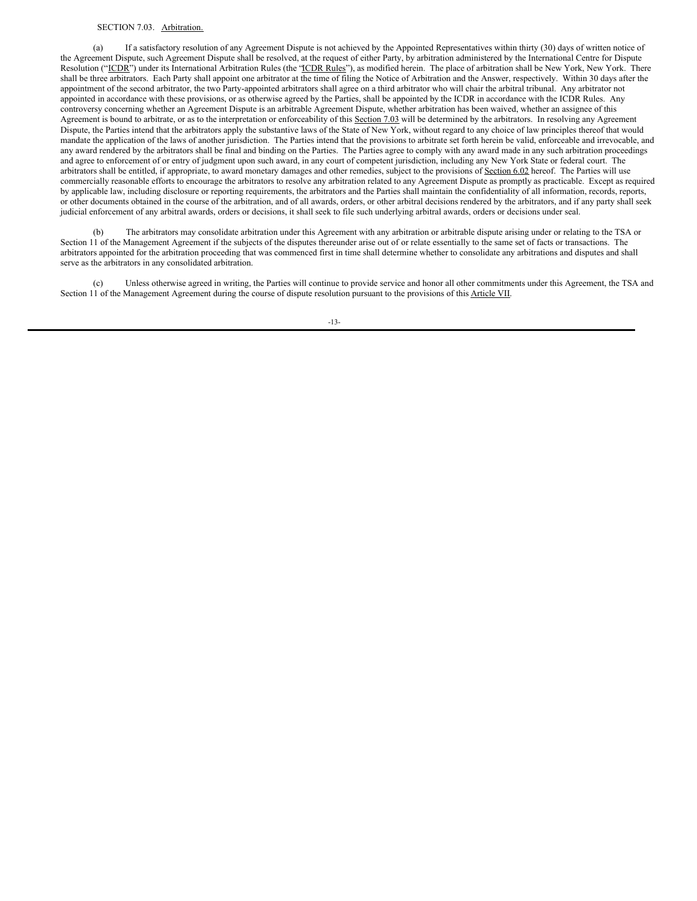SECTION 7.03. Arbitration.

(a) If a satisfactory resolution of any Agreement Dispute is not achieved by the Appointed Representatives within thirty (30) days of written notice of the Agreement Dispute, such Agreement Dispute shall be resolved, at the request of either Party, by arbitration administered by the International Centre for Dispute Resolution ("ICDR") under its International Arbitration Rules (the "ICDR Rules"), as modified herein. The place of arbitration shall be New York, New York. There shall be three arbitrators. Each Party shall appoint one arbitrator at the time of filing the Notice of Arbitration and the Answer, respectively. Within 30 days after the appointment of the second arbitrator, the two Party-appointed arbitrators shall agree on a third arbitrator who will chair the arbitral tribunal. Any arbitrator not appointed in accordance with these provisions, or as otherwise agreed by the Parties, shall be appointed by the ICDR in accordance with the ICDR Rules. Any controversy concerning whether an Agreement Dispute is an arbitrable Agreement Dispute, whether arbitration has been waived, whether an assignee of this Agreement is bound to arbitrate, or as to the interpretation or enforceability of this Section 7.03 will be determined by the arbitrators. In resolving any Agreement Dispute, the Parties intend that the arbitrators apply the substantive laws of the State of New York, without regard to any choice of law principles thereof that would mandate the application of the laws of another jurisdiction. The Parties intend that the provisions to arbitrate set forth herein be valid, enforceable and irrevocable, and any award rendered by the arbitrators shall be final and binding on the Parties. The Parties agree to comply with any award made in any such arbitration proceedings and agree to enforcement of or entry of judgment upon such award, in any court of competent jurisdiction, including any New York State or federal court. The arbitrators shall be entitled, if appropriate, to award monetary damages and other remedies, subject to the provisions of Section 6.02 hereof. The Parties will use commercially reasonable efforts to encourage the arbitrators to resolve any arbitration related to any Agreement Dispute as promptly as practicable. Except as required by applicable law, including disclosure or reporting requirements, the arbitrators and the Parties shall maintain the confidentiality of all information, records, reports, or other documents obtained in the course of the arbitration, and of all awards, orders, or other arbitral decisions rendered by the arbitrators, and if any party shall seek judicial enforcement of any arbitral awards, orders or decisions, it shall seek to file such underlying arbitral awards, orders or decisions under seal.

(b) The arbitrators may consolidate arbitration under this Agreement with any arbitration or arbitrable dispute arising under or relating to the TSA or Section 11 of the Management Agreement if the subjects of the disputes thereunder arise out of or relate essentially to the same set of facts or transactions. The arbitrators appointed for the arbitration proceeding that was commenced first in time shall determine whether to consolidate any arbitrations and disputes and shall serve as the arbitrators in any consolidated arbitration.

(c) Unless otherwise agreed in writing, the Parties will continue to provide service and honor all other commitments under this Agreement, the TSA and Section 11 of the Management Agreement during the course of dispute resolution pursuant to the provisions of this Article VII.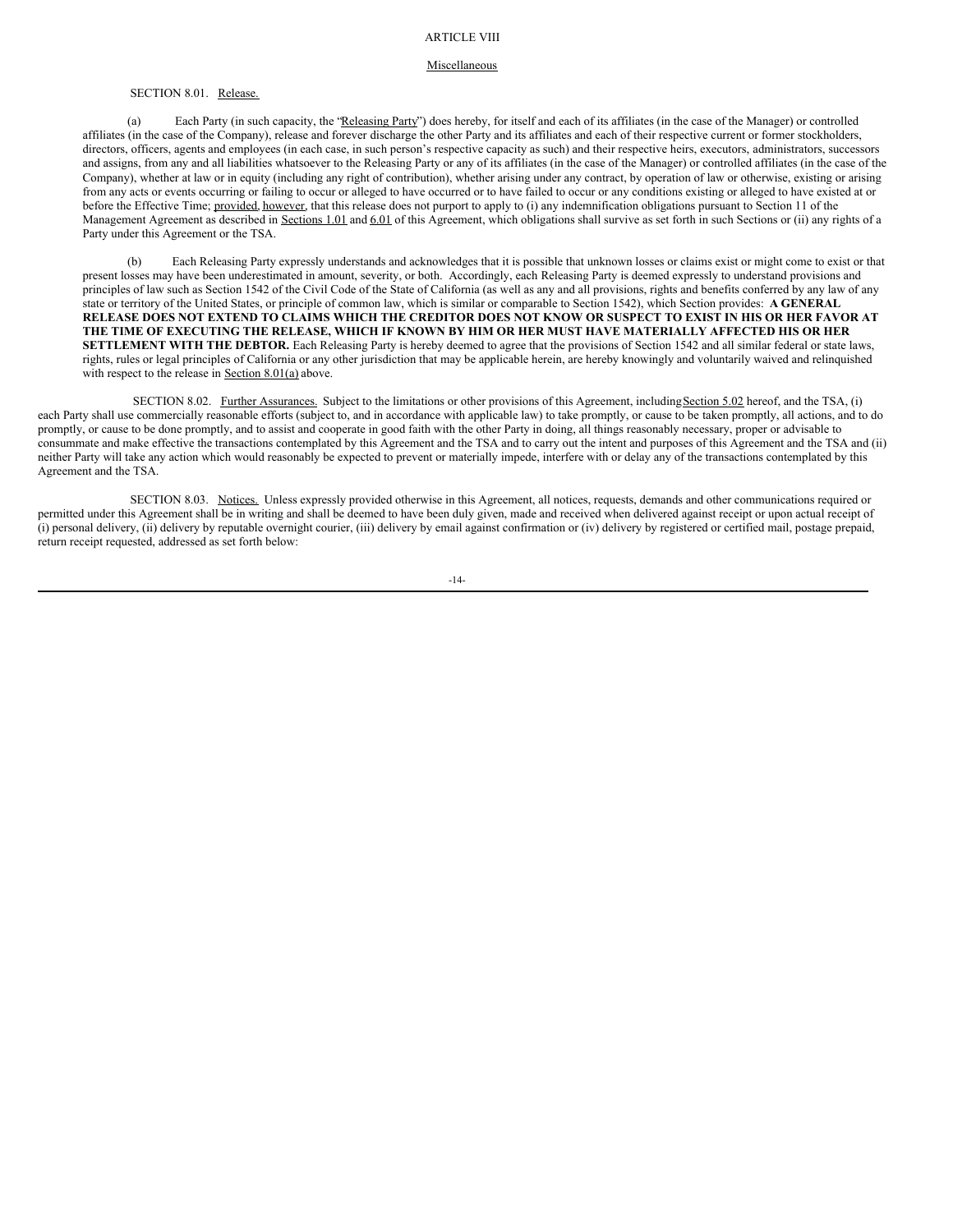# ARTICLE VIII

## Miscellaneous

SECTION 8.01. Release.

(a) Each Party (in such capacity, the "Releasing Party") does hereby, for itself and each of its affiliates (in the case of the Manager) or controlled affiliates (in the case of the Company), release and forever discharge the other Party and its affiliates and each of their respective current or former stockholders, directors, officers, agents and employees (in each case, in such person's respective capacity as such) and their respective heirs, executors, administrators, successors and assigns, from any and all liabilities whatsoever to the Releasing Party or any of its affiliates (in the case of the Manager) or controlled affiliates (in the case of the Company), whether at law or in equity (including any right of contribution), whether arising under any contract, by operation of law or otherwise, existing or arising from any acts or events occurring or failing to occur or alleged to have occurred or to have failed to occur or any conditions existing or alleged to have existed at or before the Effective Time; provided, however, that this release does not purport to apply to (i) any indemnification obligations pursuant to Section 11 of the Management Agreement as described in Sections 1.01 and 6.01 of this Agreement, which obligations shall survive as set forth in such Sections or (ii) any rights of a Party under this Agreement or the TSA.

(b) Each Releasing Party expressly understands and acknowledges that it is possible that unknown losses or claims exist or might come to exist or that present losses may have been underestimated in amount, severity, or both. Accordingly, each Releasing Party is deemed expressly to understand provisions and principles of law such as Section 1542 of the Civil Code of the State of California (as well as any and all provisions, rights and benefits conferred by any law of any state or territory of the United States, or principle of common law, which is similar or comparable to Section 1542), which Section provides: **A GENERAL RELEASE DOES NOT EXTEND TO CLAIMS WHICH THE CREDITOR DOES NOT KNOW OR SUSPECT TO EXIST IN HIS OR HER FAVOR AT THE TIME OF EXECUTING THE RELEASE, WHICH IF KNOWN BY HIM OR HER MUST HAVE MATERIALLY AFFECTED HIS OR HER SETTLEMENT WITH THE DEBTOR.** Each Releasing Party is hereby deemed to agree that the provisions of Section 1542 and all similar federal or state laws, rights, rules or legal principles of California or any other jurisdiction that may be applicable herein, are hereby knowingly and voluntarily waived and relinquished with respect to the release in Section 8.01(a) above.

SECTION 8.02. Further Assurances. Subject to the limitations or other provisions of this Agreement, including Section 5.02 hereof, and the TSA, (i) each Party shall use commercially reasonable efforts (subject to, and in accordance with applicable law) to take promptly, or cause to be taken promptly, all actions, and to do promptly, or cause to be done promptly, and to assist and cooperate in good faith with the other Party in doing, all things reasonably necessary, proper or advisable to consummate and make effective the transactions contemplated by this Agreement and the TSA and to carry out the intent and purposes of this Agreement and the TSA and (ii) neither Party will take any action which would reasonably be expected to prevent or materially impede, interfere with or delay any of the transactions contemplated by this Agreement and the TSA.

SECTION 8.03. Notices. Unless expressly provided otherwise in this Agreement, all notices, requests, demands and other communications required or permitted under this Agreement shall be in writing and shall be deemed to have been duly given, made and received when delivered against receipt or upon actual receipt of (i) personal delivery, (ii) delivery by reputable overnight courier, (iii) delivery by email against confirmation or (iv) delivery by registered or certified mail, postage prepaid, return receipt requested, addressed as set forth below: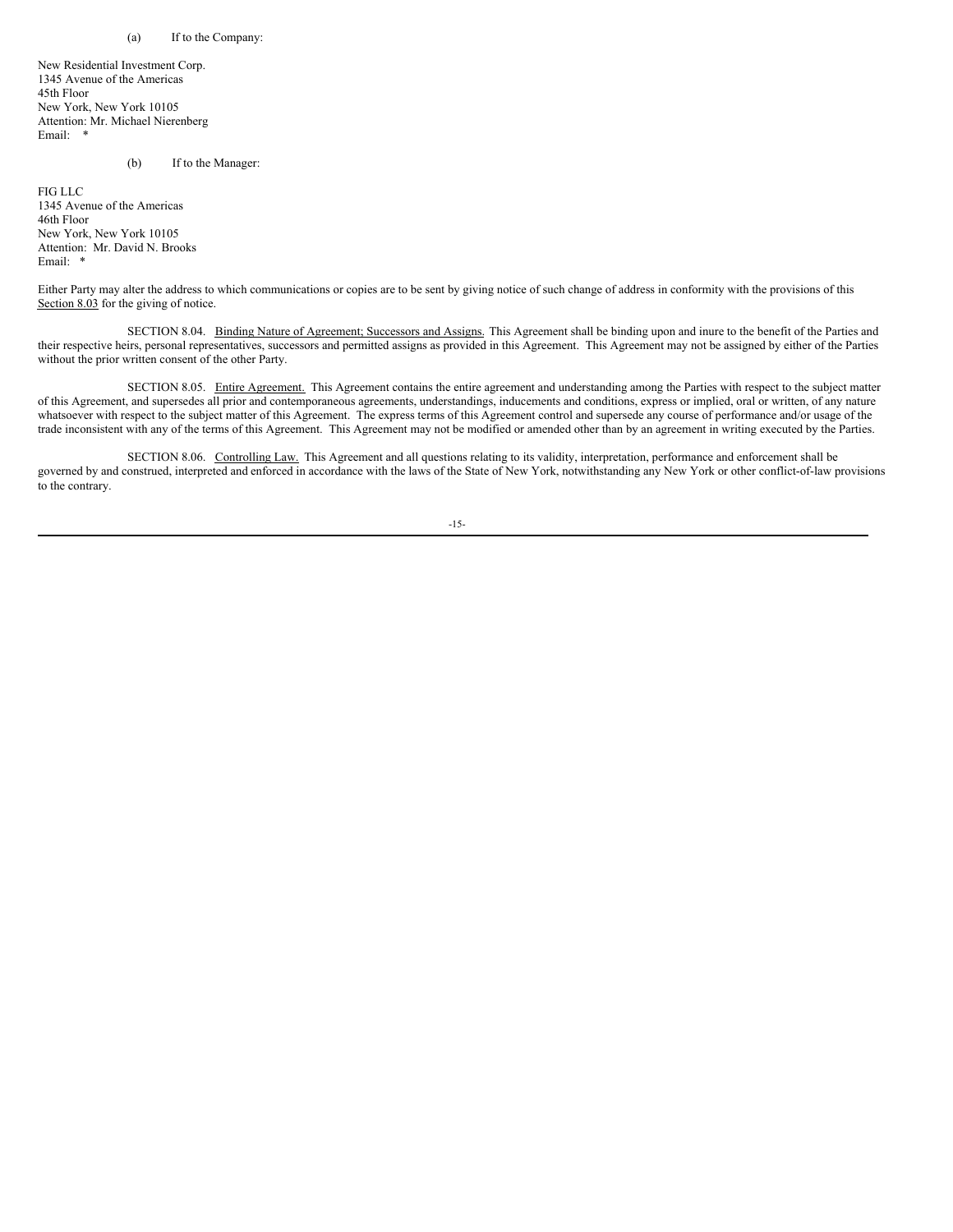(a) If to the Company:

New Residential Investment Corp.
1345 Avenue of the Americas
45th Floor
New York, New York 10105
Attention: Mr. Michael Nierenberg
Email: *

(b) If to the Manager:

FIG LLC
1345 Avenue of the Americas
46th Floor
New York, New York 10105
Attention: Mr. David N. Brooks
Email: *

Either Party may alter the address to which communications or copies are to be sent by giving notice of such change of address in conformity with the provisions of this Section 8.03 for the giving of notice.

SECTION 8.04. Binding Nature of Agreement; Successors and Assigns. This Agreement shall be binding upon and inure to the benefit of the Parties and their respective heirs, personal representatives, successors and permitted assigns as provided in this Agreement. This Agreement may not be assigned by either of the Parties without the prior written consent of the other Party.

SECTION 8.05. Entire Agreement. This Agreement contains the entire agreement and understanding among the Parties with respect to the subject matter of this Agreement, and supersedes all prior and contemporaneous agreements, understandings, inducements and conditions, express or implied, oral or written, of any nature whatsoever with respect to the subject matter of this Agreement. The express terms of this Agreement control and supersede any course of performance and/or usage of the trade inconsistent with any of the terms of this Agreement. This Agreement may not be modified or amended other than by an agreement in writing executed by the Parties.

SECTION 8.06. Controlling Law. This Agreement and all questions relating to its validity, interpretation, performance and enforcement shall be governed by and construed, interpreted and enforced in accordance with the laws of the State of New York, notwithstanding any New York or other conflict-of-law provisions to the contrary.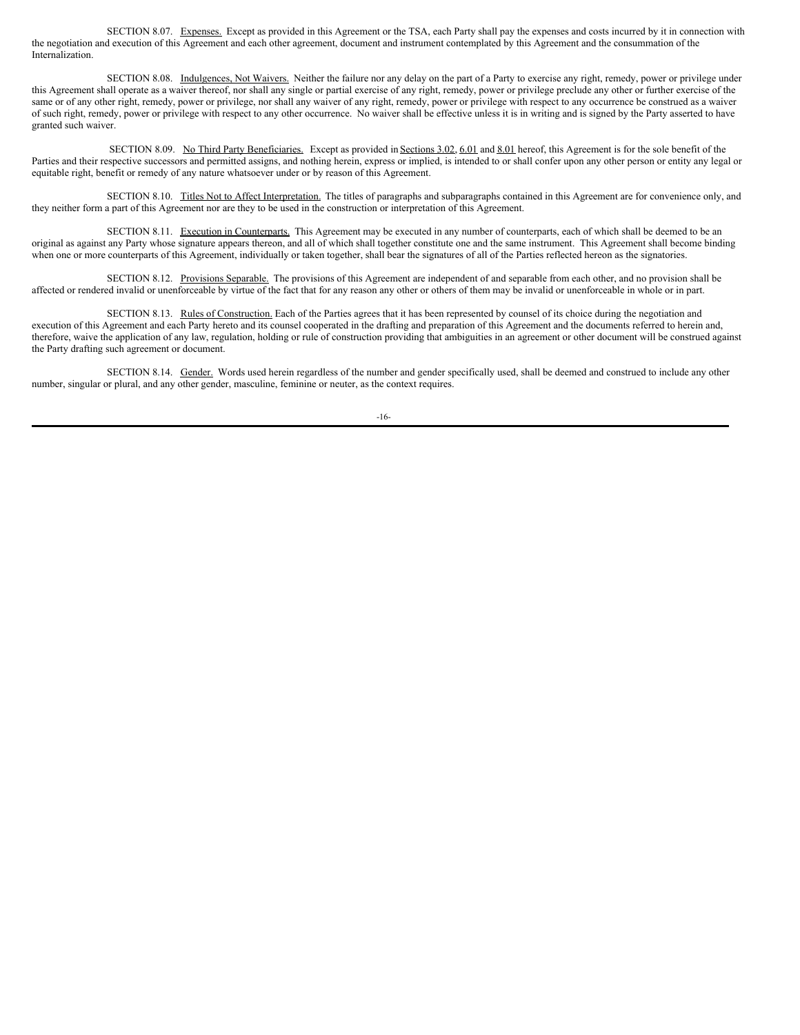SECTION 8.07. Expenses. Except as provided in this Agreement or the TSA, each Party shall pay the expenses and costs incurred by it in connection with the negotiation and execution of this Agreement and each other agreement, document and instrument contemplated by this Agreement and the consummation of the Internalization.

SECTION 8.08. Indulgences, Not Waivers. Neither the failure nor any delay on the part of a Party to exercise any right, remedy, power or privilege under this Agreement shall operate as a waiver thereof, nor shall any single or partial exercise of any right, remedy, power or privilege preclude any other or further exercise of the same or of any other right, remedy, power or privilege, nor shall any waiver of any right, remedy, power or privilege with respect to any occurrence be construed as a waiver of such right, remedy, power or privilege with respect to any other occurrence. No waiver shall be effective unless it is in writing and is signed by the Party asserted to have granted such waiver.

SECTION 8.09. No Third Party Beneficiaries. Except as provided in Sections 3.02, 6.01 and 8.01 hereof, this Agreement is for the sole benefit of the Parties and their respective successors and permitted assigns, and nothing herein, express or implied, is intended to or shall confer upon any other person or entity any legal or equitable right, benefit or remedy of any nature whatsoever under or by reason of this Agreement.

SECTION 8.10. Titles Not to Affect Interpretation. The titles of paragraphs and subparagraphs contained in this Agreement are for convenience only, and they neither form a part of this Agreement nor are they to be used in the construction or interpretation of this Agreement.

SECTION 8.11. Execution in Counterparts. This Agreement may be executed in any number of counterparts, each of which shall be deemed to be an original as against any Party whose signature appears thereon, and all of which shall together constitute one and the same instrument. This Agreement shall become binding when one or more counterparts of this Agreement, individually or taken together, shall bear the signatures of all of the Parties reflected hereon as the signatories.

SECTION 8.12. Provisions Separable. The provisions of this Agreement are independent of and separable from each other, and no provision shall be affected or rendered invalid or unenforceable by virtue of the fact that for any reason any other or others of them may be invalid or unenforceable in whole or in part.

SECTION 8.13. Rules of Construction. Each of the Parties agrees that it has been represented by counsel of its choice during the negotiation and execution of this Agreement and each Party hereto and its counsel cooperated in the drafting and preparation of this Agreement and the documents referred to herein and, therefore, waive the application of any law, regulation, holding or rule of construction providing that ambiguities in an agreement or other document will be construed against the Party drafting such agreement or document.

SECTION 8.14. Gender. Words used herein regardless of the number and gender specifically used, shall be deemed and construed to include any other number, singular or plural, and any other gender, masculine, feminine or neuter, as the context requires.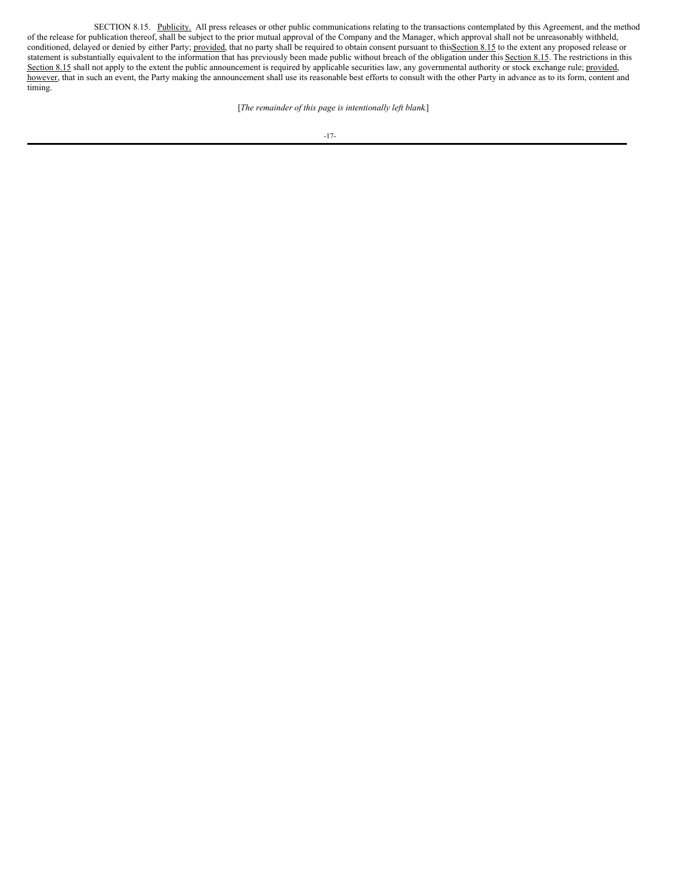SECTION 8.15. Publicity. All press releases or other public communications relating to the transactions contemplated by this Agreement, and the method of the release for publication thereof, shall be subject to the prior mutual approval of the Company and the Manager, which approval shall not be unreasonably withheld, conditioned, delayed or denied by either Party; provided, that no party shall be required to obtain consent pursuant to this Section 8.15 to the extent any proposed release or statement is substantially equivalent to the information that has previously been made public without breach of the obligation under this Section 8.15. The restrictions in this Section 8.15 shall not apply to the extent the public announcement is required by applicable securities law, any governmental authority or stock exchange rule; provided, however, that in such an event, the Party making the announcement shall use its reasonable best efforts to consult with the other Party in advance as to its form, content and timing.

[*The remainder of this page is intentionally left blank.*]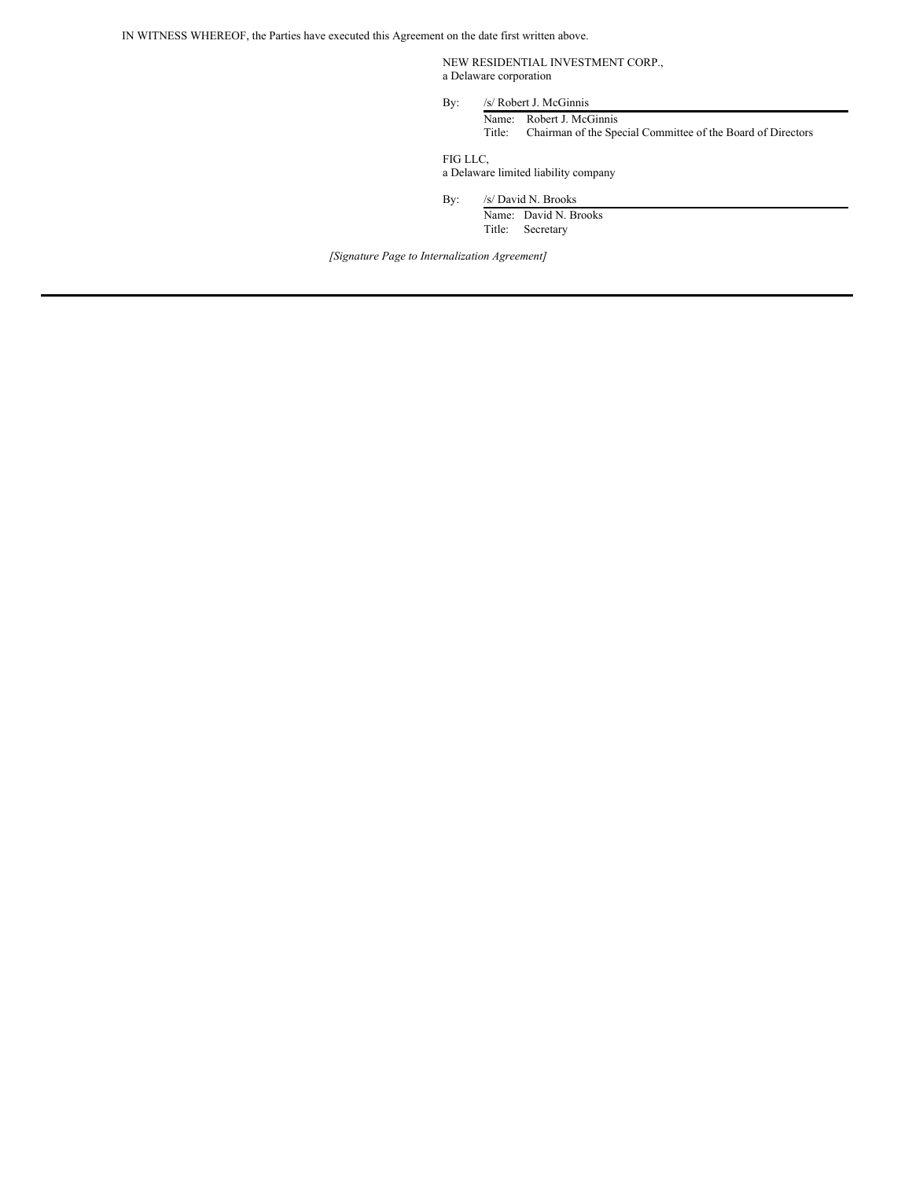IN WITNESS WHEREOF, the Parties have executed this Agreement on the date first written above.

NEW RESIDENTIAL INVESTMENT CORP.,
a Delaware corporation

By: /s/ Robert J. McGinnis
Name: Robert J. McGinnis
Title: Chairman of the Special Committee of the Board of Directors

FIG LLC,
a Delaware limited liability company

By: /s/ David N. Brooks
Name: David N. Brooks
Title: Secretary

*[Signature Page to Internalization Agreement]*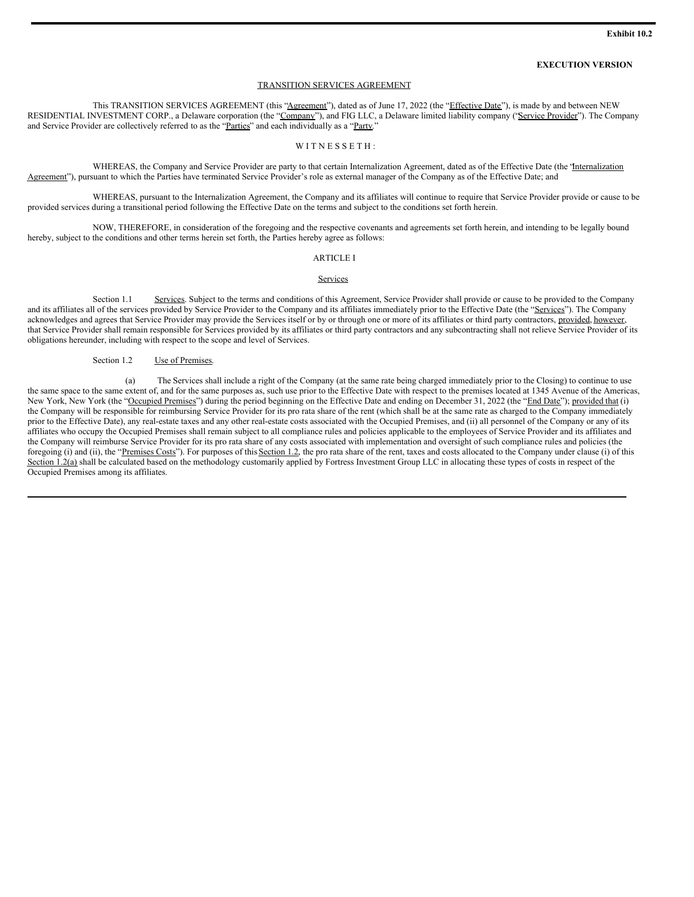Exhibit 10.2

**EXECUTION VERSION**

TRANSITION SERVICES AGREEMENT

This TRANSITION SERVICES AGREEMENT (this "Agreement"), dated as of June 17, 2022 (the "Effective Date"), is made by and between NEW RESIDENTIAL INVESTMENT CORP., a Delaware corporation (the "Company"), and FIG LLC, a Delaware limited liability company ("Service Provider"). The Company and Service Provider are collectively referred to as the "Parties" and each individually as a "Party."

W I T N E S S E T H :

WHEREAS, the Company and Service Provider are party to that certain Internalization Agreement, dated as of the Effective Date (the "Internalization Agreement"), pursuant to which the Parties have terminated Service Provider's role as external manager of the Company as of the Effective Date; and

WHEREAS, pursuant to the Internalization Agreement, the Company and its affiliates will continue to require that Service Provider provide or cause to be provided services during a transitional period following the Effective Date on the terms and subject to the conditions set forth herein.

NOW, THEREFORE, in consideration of the foregoing and the respective covenants and agreements set forth herein, and intending to be legally bound hereby, subject to the conditions and other terms herein set forth, the Parties hereby agree as follows:

ARTICLE I

Services

Section 1.1 Services. Subject to the terms and conditions of this Agreement, Service Provider shall provide or cause to be provided to the Company and its affiliates all of the services provided by Service Provider to the Company and its affiliates immediately prior to the Effective Date (the "Services"). The Company acknowledges and agrees that Service Provider may provide the Services itself or by or through one or more of its affiliates or third party contractors, provided, however, that Service Provider shall remain responsible for Services provided by its affiliates or third party contractors and any subcontracting shall not relieve Service Provider of its obligations hereunder, including with respect to the scope and level of Services.

Section 1.2 Use of Premises.

(a) The Services shall include a right of the Company (at the same rate being charged immediately prior to the Closing) to continue to use the same space to the same extent of, and for the same purposes as, such use prior to the Effective Date with respect to the premises located at 1345 Avenue of the Americas, New York, New York (the "Occupied Premises") during the period beginning on the Effective Date and ending on December 31, 2022 (the "End Date"); provided that (i) the Company will be responsible for reimbursing Service Provider for its pro rata share of the rent (which shall be at the same rate as charged to the Company immediately prior to the Effective Date), any real-estate taxes and any other real-estate costs associated with the Occupied Premises, and (ii) all personnel of the Company or any of its affiliates who occupy the Occupied Premises shall remain subject to all compliance rules and policies applicable to the employees of Service Provider and its affiliates and the Company will reimburse Service Provider for its pro rata share of any costs associated with implementation and oversight of such compliance rules and policies (the foregoing (i) and (ii), the "Premises Costs"). For purposes of this Section 1.2, the pro rata share of the rent, taxes and costs allocated to the Company under clause (i) of this Section 1.2(a) shall be calculated based on the methodology customarily applied by Fortress Investment Group LLC in allocating these types of costs in respect of the Occupied Premises among its affiliates.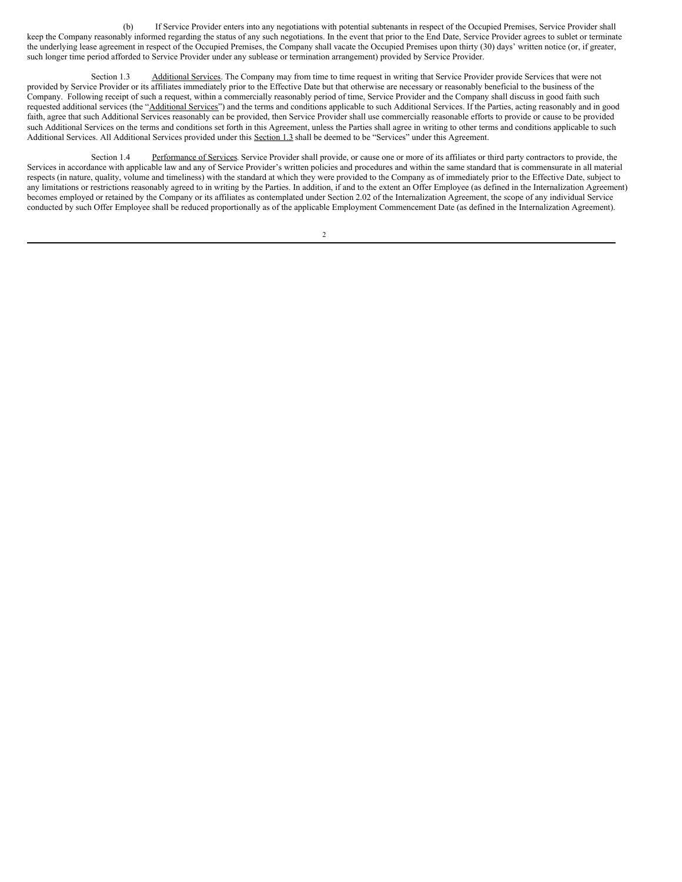(b) If Service Provider enters into any negotiations with potential subtenants in respect of the Occupied Premises, Service Provider shall keep the Company reasonably informed regarding the status of any such negotiations. In the event that prior to the End Date, Service Provider agrees to sublet or terminate the underlying lease agreement in respect of the Occupied Premises, the Company shall vacate the Occupied Premises upon thirty (30) days' written notice (or, if greater, such longer time period afforded to Service Provider under any sublease or termination arrangement) provided by Service Provider.

Section 1.3 Additional Services. The Company may from time to time request in writing that Service Provider provide Services that were not provided by Service Provider or its affiliates immediately prior to the Effective Date but that otherwise are necessary or reasonably beneficial to the business of the Company. Following receipt of such a request, within a commercially reasonably period of time, Service Provider and the Company shall discuss in good faith such requested additional services (the "Additional Services") and the terms and conditions applicable to such Additional Services. If the Parties, acting reasonably and in good faith, agree that such Additional Services reasonably can be provided, then Service Provider shall use commercially reasonable efforts to provide or cause to be provided such Additional Services on the terms and conditions set forth in this Agreement, unless the Parties shall agree in writing to other terms and conditions applicable to such Additional Services. All Additional Services provided under this Section 1.3 shall be deemed to be "Services" under this Agreement.

Section 1.4 Performance of Services. Service Provider shall provide, or cause one or more of its affiliates or third party contractors to provide, the Services in accordance with applicable law and any of Service Provider's written policies and procedures and within the same standard that is commensurate in all material respects (in nature, quality, volume and timeliness) with the standard at which they were provided to the Company as of immediately prior to the Effective Date, subject to any limitations or restrictions reasonably agreed to in writing by the Parties. In addition, if and to the extent an Offer Employee (as defined in the Internalization Agreement) becomes employed or retained by the Company or its affiliates as contemplated under Section 2.02 of the Internalization Agreement, the scope of any individual Service conducted by such Offer Employee shall be reduced proportionally as of the applicable Employment Commencement Date (as defined in the Internalization Agreement).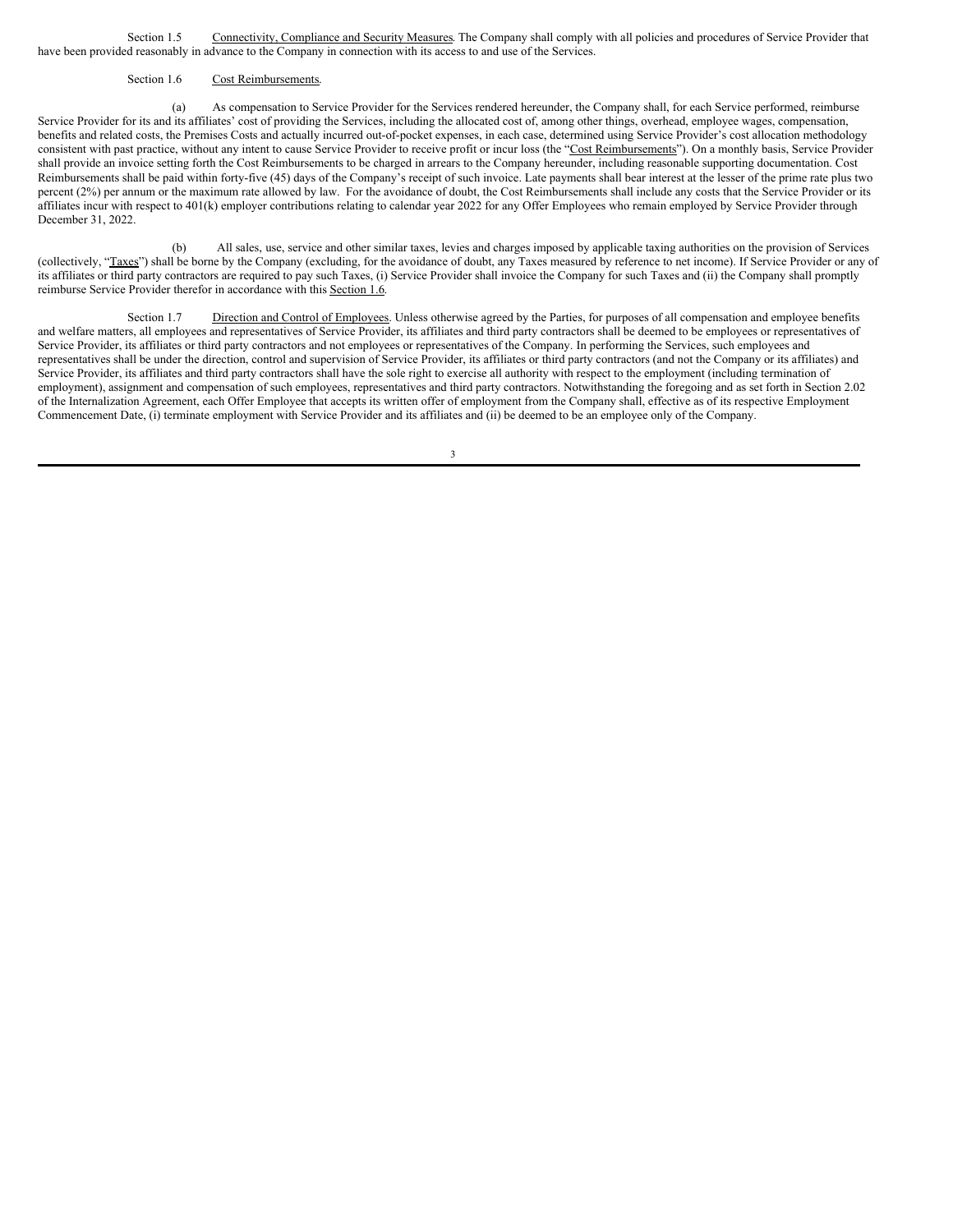Section 1.5 Connectivity, Compliance and Security Measures. The Company shall comply with all policies and procedures of Service Provider that have been provided reasonably in advance to the Company in connection with its access to and use of the Services.

Section 1.6 Cost Reimbursements.

(a) As compensation to Service Provider for the Services rendered hereunder, the Company shall, for each Service performed, reimburse Service Provider for its and its affiliates' cost of providing the Services, including the allocated cost of, among other things, overhead, employee wages, compensation, benefits and related costs, the Premises Costs and actually incurred out-of-pocket expenses, in each case, determined using Service Provider's cost allocation methodology consistent with past practice, without any intent to cause Service Provider to receive profit or incur loss (the "Cost Reimbursements"). On a monthly basis, Service Provider shall provide an invoice setting forth the Cost Reimbursements to be charged in arrears to the Company hereunder, including reasonable supporting documentation. Cost Reimbursements shall be paid within forty-five (45) days of the Company's receipt of such invoice. Late payments shall bear interest at the lesser of the prime rate plus two percent (2%) per annum or the maximum rate allowed by law. For the avoidance of doubt, the Cost Reimbursements shall include any costs that the Service Provider or its affiliates incur with respect to 401(k) employer contributions relating to calendar year 2022 for any Offer Employees who remain employed by Service Provider through December 31, 2022.

(b) All sales, use, service and other similar taxes, levies and charges imposed by applicable taxing authorities on the provision of Services (collectively, "Taxes") shall be borne by the Company (excluding, for the avoidance of doubt, any Taxes measured by reference to net income). If Service Provider or any of its affiliates or third party contractors are required to pay such Taxes, (i) Service Provider shall invoice the Company for such Taxes and (ii) the Company shall promptly reimburse Service Provider therefor in accordance with this Section 1.6.

Section 1.7 Direction and Control of Employees. Unless otherwise agreed by the Parties, for purposes of all compensation and employee benefits and welfare matters, all employees and representatives of Service Provider, its affiliates and third party contractors shall be deemed to be employees or representatives of Service Provider, its affiliates or third party contractors and not employees or representatives of the Company. In performing the Services, such employees and representatives shall be under the direction, control and supervision of Service Provider, its affiliates or third party contractors (and not the Company or its affiliates) and Service Provider, its affiliates and third party contractors shall have the sole right to exercise all authority with respect to the employment (including termination of employment), assignment and compensation of such employees, representatives and third party contractors. Notwithstanding the foregoing and as set forth in Section 2.02 of the Internalization Agreement, each Offer Employee that accepts its written offer of employment from the Company shall, effective as of its respective Employment Commencement Date, (i) terminate employment with Service Provider and its affiliates and (ii) be deemed to be an employee only of the Company.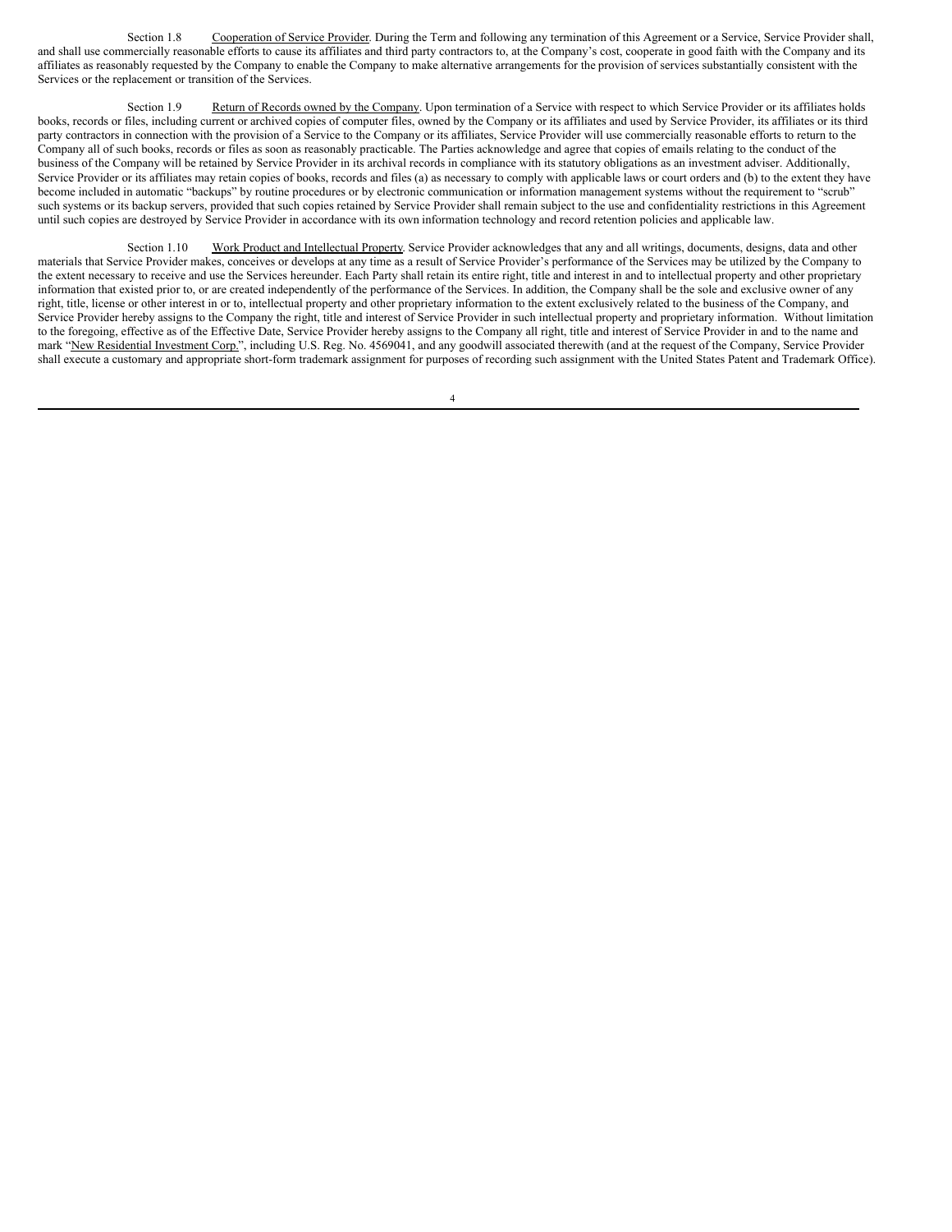Section 1.8 Cooperation of Service Provider. During the Term and following any termination of this Agreement or a Service, Service Provider shall, and shall use commercially reasonable efforts to cause its affiliates and third party contractors to, at the Company's cost, cooperate in good faith with the Company and its affiliates as reasonably requested by the Company to enable the Company to make alternative arrangements for the provision of services substantially consistent with the Services or the replacement or transition of the Services.

Section 1.9 Return of Records owned by the Company. Upon termination of a Service with respect to which Service Provider or its affiliates holds books, records or files, including current or archived copies of computer files, owned by the Company or its affiliates and used by Service Provider, its affiliates or its third party contractors in connection with the provision of a Service to the Company or its affiliates, Service Provider will use commercially reasonable efforts to return to the Company all of such books, records or files as soon as reasonably practicable. The Parties acknowledge and agree that copies of emails relating to the conduct of the business of the Company will be retained by Service Provider in its archival records in compliance with its statutory obligations as an investment adviser. Additionally, Service Provider or its affiliates may retain copies of books, records and files (a) as necessary to comply with applicable laws or court orders and (b) to the extent they have become included in automatic "backups" by routine procedures or by electronic communication or information management systems without the requirement to "scrub" such systems or its backup servers, provided that such copies retained by Service Provider shall remain subject to the use and confidentiality restrictions in this Agreement until such copies are destroyed by Service Provider in accordance with its own information technology and record retention policies and applicable law.

Section 1.10 Work Product and Intellectual Property. Service Provider acknowledges that any and all writings, documents, designs, data and other materials that Service Provider makes, conceives or develops at any time as a result of Service Provider's performance of the Services may be utilized by the Company to the extent necessary to receive and use the Services hereunder. Each Party shall retain its entire right, title and interest in and to intellectual property and other proprietary information that existed prior to, or are created independently of the performance of the Services. In addition, the Company shall be the sole and exclusive owner of any right, title, license or other interest in or to, intellectual property and other proprietary information to the extent exclusively related to the business of the Company, and Service Provider hereby assigns to the Company the right, title and interest of Service Provider in such intellectual property and proprietary information. Without limitation to the foregoing, effective as of the Effective Date, Service Provider hereby assigns to the Company all right, title and interest of Service Provider in and to the name and mark "New Residential Investment Corp.", including U.S. Reg. No. 4569041, and any goodwill associated therewith (and at the request of the Company, Service Provider shall execute a customary and appropriate short-form trademark assignment for purposes of recording such assignment with the United States Patent and Trademark Office).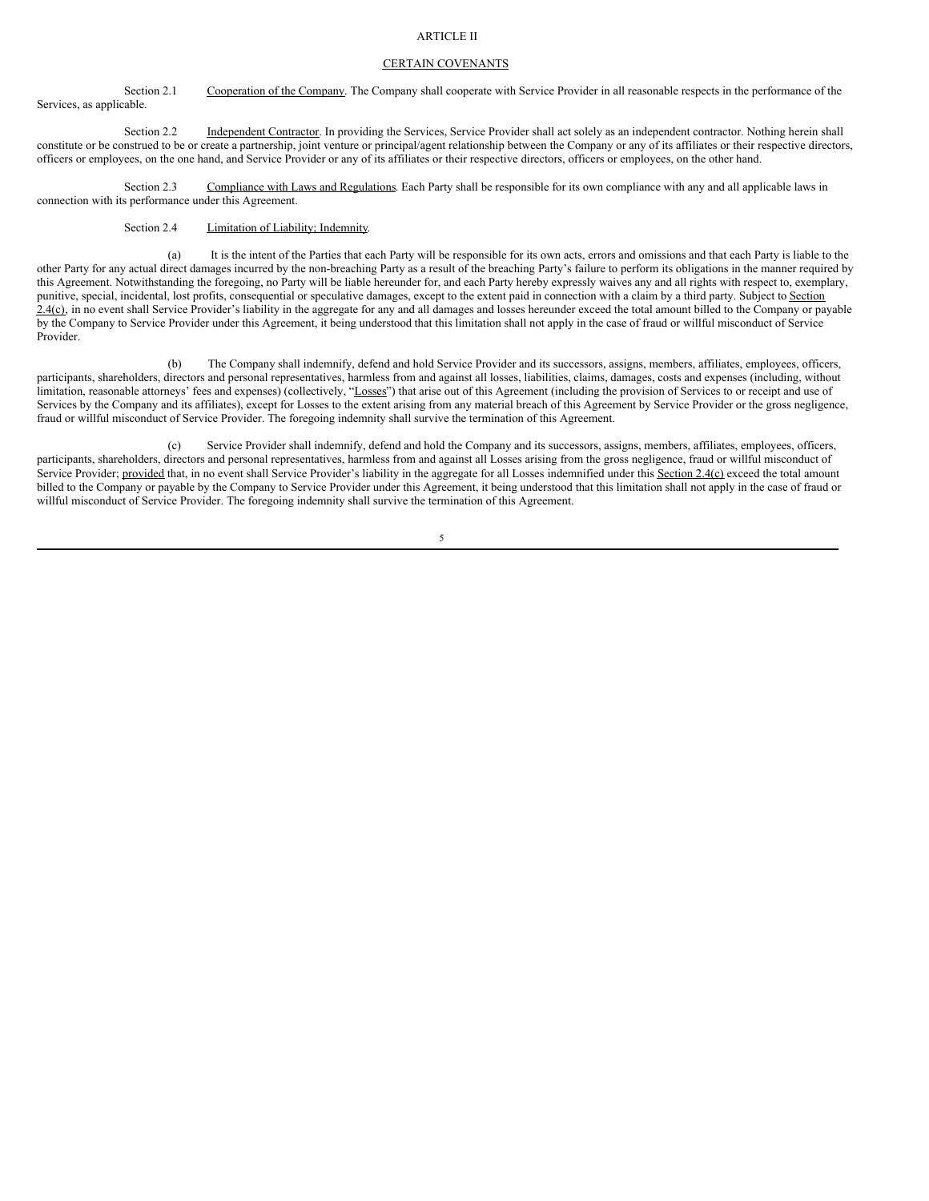## ARTICLE II

## CERTAIN COVENANTS

Section 2.1 Cooperation of the Company. The Company shall cooperate with Service Provider in all reasonable respects in the performance of the Services, as applicable.

Section 2.2 Independent Contractor. In providing the Services, Service Provider shall act solely as an independent contractor. Nothing herein shall constitute or be construed to be or create a partnership, joint venture or principal/agent relationship between the Company or any of its affiliates or their respective directors, officers or employees, on the one hand, and Service Provider or any of its affiliates or their respective directors, officers or employees, on the other hand.

Section 2.3 Compliance with Laws and Regulations. Each Party shall be responsible for its own compliance with any and all applicable laws in connection with its performance under this Agreement.

Section 2.4 Limitation of Liability; Indemnity.

(a) It is the intent of the Parties that each Party will be responsible for its own acts, errors and omissions and that each Party is liable to the other Party for any actual direct damages incurred by the non-breaching Party as a result of the breaching Party's failure to perform its obligations in the manner required by this Agreement. Notwithstanding the foregoing, no Party will be liable hereunder for, and each Party hereby expressly waives any and all rights with respect to, exemplary, punitive, special, incidental, lost profits, consequential or speculative damages, except to the extent paid in connection with a claim by a third party. Subject to Section 2.4(c), in no event shall Service Provider's liability in the aggregate for any and all damages and losses hereunder exceed the total amount billed to the Company or payable by the Company to Service Provider under this Agreement, it being understood that this limitation shall not apply in the case of fraud or willful misconduct of Service Provider.

(b) The Company shall indemnify, defend and hold Service Provider and its successors, assigns, members, affiliates, employees, officers, participants, shareholders, directors and personal representatives, harmless from and against all losses, liabilities, claims, damages, costs and expenses (including, without limitation, reasonable attorneys' fees and expenses) (collectively, "Losses") that arise out of this Agreement (including the provision of Services to or receipt and use of Services by the Company and its affiliates), except for Losses to the extent arising from any material breach of this Agreement by Service Provider or the gross negligence, fraud or willful misconduct of Service Provider. The foregoing indemnity shall survive the termination of this Agreement.

(c) Service Provider shall indemnify, defend and hold the Company and its successors, assigns, members, affiliates, employees, officers, participants, shareholders, directors and personal representatives, harmless from and against all Losses arising from the gross negligence, fraud or willful misconduct of Service Provider; provided that, in no event shall Service Provider's liability in the aggregate for all Losses indemnified under this Section 2.4(c) exceed the total amount billed to the Company or payable by the Company to Service Provider under this Agreement, it being understood that this limitation shall not apply in the case of fraud or willful misconduct of Service Provider. The foregoing indemnity shall survive the termination of this Agreement.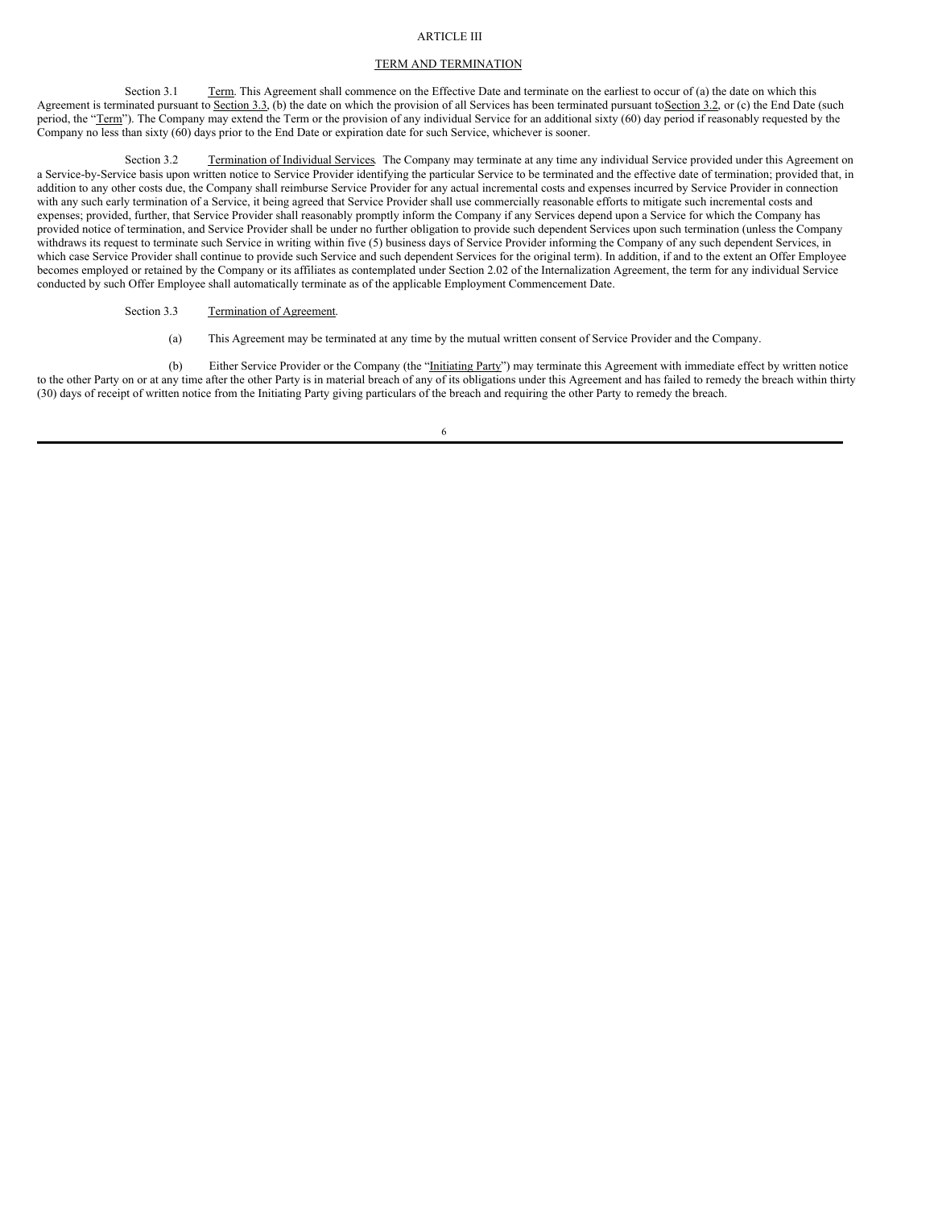ARTICLE III

TERM AND TERMINATION

Section 3.1 Term. This Agreement shall commence on the Effective Date and terminate on the earliest to occur of (a) the date on which this Agreement is terminated pursuant to Section 3.3, (b) the date on which the provision of all Services has been terminated pursuant to Section 3.2, or (c) the End Date (such period, the "Term"). The Company may extend the Term or the provision of any individual Service for an additional sixty (60) day period if reasonably requested by the Company no less than sixty (60) days prior to the End Date or expiration date for such Service, whichever is sooner.

Section 3.2 Termination of Individual Services. The Company may terminate at any time any individual Service provided under this Agreement on a Service-by-Service basis upon written notice to Service Provider identifying the particular Service to be terminated and the effective date of termination; provided that, in addition to any other costs due, the Company shall reimburse Service Provider for any actual incremental costs and expenses incurred by Service Provider in connection with any such early termination of a Service, it being agreed that Service Provider shall use commercially reasonable efforts to mitigate such incremental costs and expenses; provided, further, that Service Provider shall reasonably promptly inform the Company if any Services depend upon a Service for which the Company has provided notice of termination, and Service Provider shall be under no further obligation to provide such dependent Services upon such termination (unless the Company withdraws its request to terminate such Service in writing within five (5) business days of Service Provider informing the Company of any such dependent Services, in which case Service Provider shall continue to provide such Service and such dependent Services for the original term). In addition, if and to the extent an Offer Employee becomes employed or retained by the Company or its affiliates as contemplated under Section 2.02 of the Internalization Agreement, the term for any individual Service conducted by such Offer Employee shall automatically terminate as of the applicable Employment Commencement Date.

Section 3.3 Termination of Agreement.

(a) This Agreement may be terminated at any time by the mutual written consent of Service Provider and the Company.

(b) Either Service Provider or the Company (the "Initiating Party") may terminate this Agreement with immediate effect by written notice to the other Party on or at any time after the other Party is in material breach of any of its obligations under this Agreement and has failed to remedy the breach within thirty (30) days of receipt of written notice from the Initiating Party giving particulars of the breach and requiring the other Party to remedy the breach.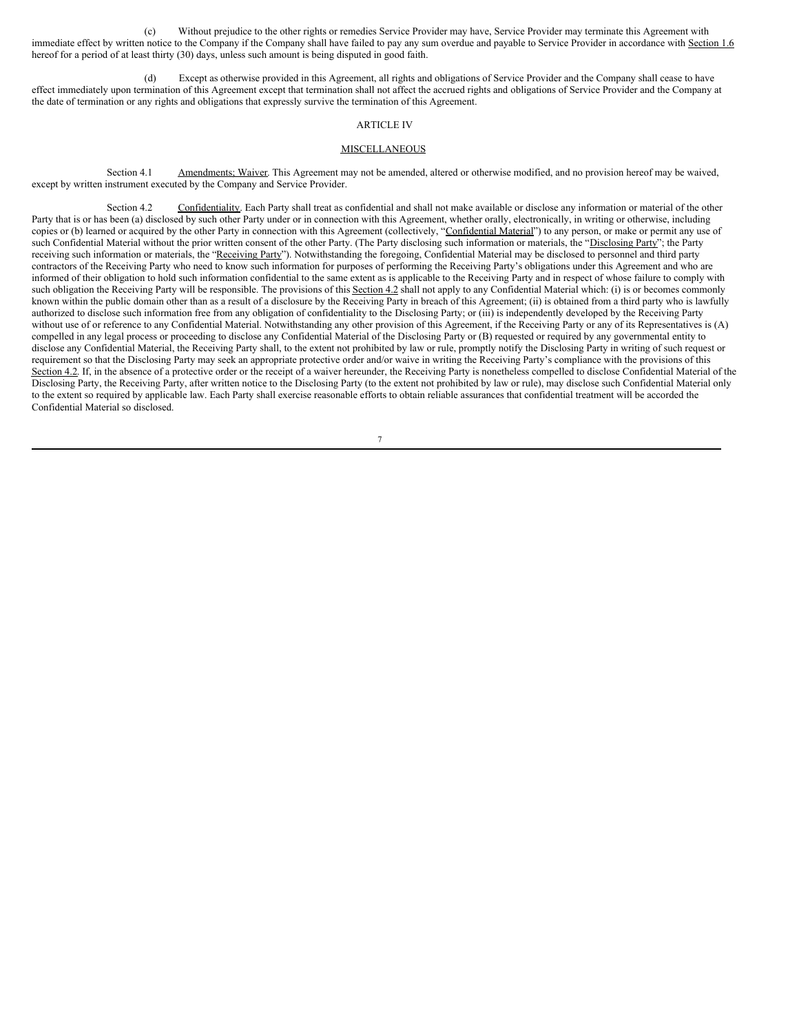(c) Without prejudice to the other rights or remedies Service Provider may have, Service Provider may terminate this Agreement with immediate effect by written notice to the Company if the Company shall have failed to pay any sum overdue and payable to Service Provider in accordance with Section 1.6 hereof for a period of at least thirty (30) days, unless such amount is being disputed in good faith.

(d) Except as otherwise provided in this Agreement, all rights and obligations of Service Provider and the Company shall cease to have effect immediately upon termination of this Agreement except that termination shall not affect the accrued rights and obligations of Service Provider and the Company at the date of termination or any rights and obligations that expressly survive the termination of this Agreement.

## ARTICLE IV

## MISCELLANEOUS

Section 4.1 Amendments; Waiver. This Agreement may not be amended, altered or otherwise modified, and no provision hereof may be waived, except by written instrument executed by the Company and Service Provider.

Section 4.2 Confidentiality. Each Party shall treat as confidential and shall not make available or disclose any information or material of the other Party that is or has been (a) disclosed by such other Party under or in connection with this Agreement, whether orally, electronically, in writing or otherwise, including copies or (b) learned or acquired by the other Party in connection with this Agreement (collectively, "Confidential Material") to any person, or make or permit any use of such Confidential Material without the prior written consent of the other Party. (The Party disclosing such information or materials, the "Disclosing Party"; the Party receiving such information or materials, the "Receiving Party"). Notwithstanding the foregoing, Confidential Material may be disclosed to personnel and third party contractors of the Receiving Party who need to know such information for purposes of performing the Receiving Party's obligations under this Agreement and who are informed of their obligation to hold such information confidential to the same extent as is applicable to the Receiving Party and in respect of whose failure to comply with such obligation the Receiving Party will be responsible. The provisions of this Section 4.2 shall not apply to any Confidential Material which: (i) is or becomes commonly known within the public domain other than as a result of a disclosure by the Receiving Party in breach of this Agreement; (ii) is obtained from a third party who is lawfully authorized to disclose such information free from any obligation of confidentiality to the Disclosing Party; or (iii) is independently developed by the Receiving Party without use of or reference to any Confidential Material. Notwithstanding any other provision of this Agreement, if the Receiving Party or any of its Representatives is (A) compelled in any legal process or proceeding to disclose any Confidential Material of the Disclosing Party or (B) requested or required by any governmental entity to disclose any Confidential Material, the Receiving Party shall, to the extent not prohibited by law or rule, promptly notify the Disclosing Party in writing of such request or requirement so that the Disclosing Party may seek an appropriate protective order and/or waive in writing the Receiving Party's compliance with the provisions of this Section 4.2. If, in the absence of a protective order or the receipt of a waiver hereunder, the Receiving Party is nonetheless compelled to disclose Confidential Material of the Disclosing Party, the Receiving Party, after written notice to the Disclosing Party (to the extent not prohibited by law or rule), may disclose such Confidential Material only to the extent so required by applicable law. Each Party shall exercise reasonable efforts to obtain reliable assurances that confidential treatment will be accorded the Confidential Material so disclosed.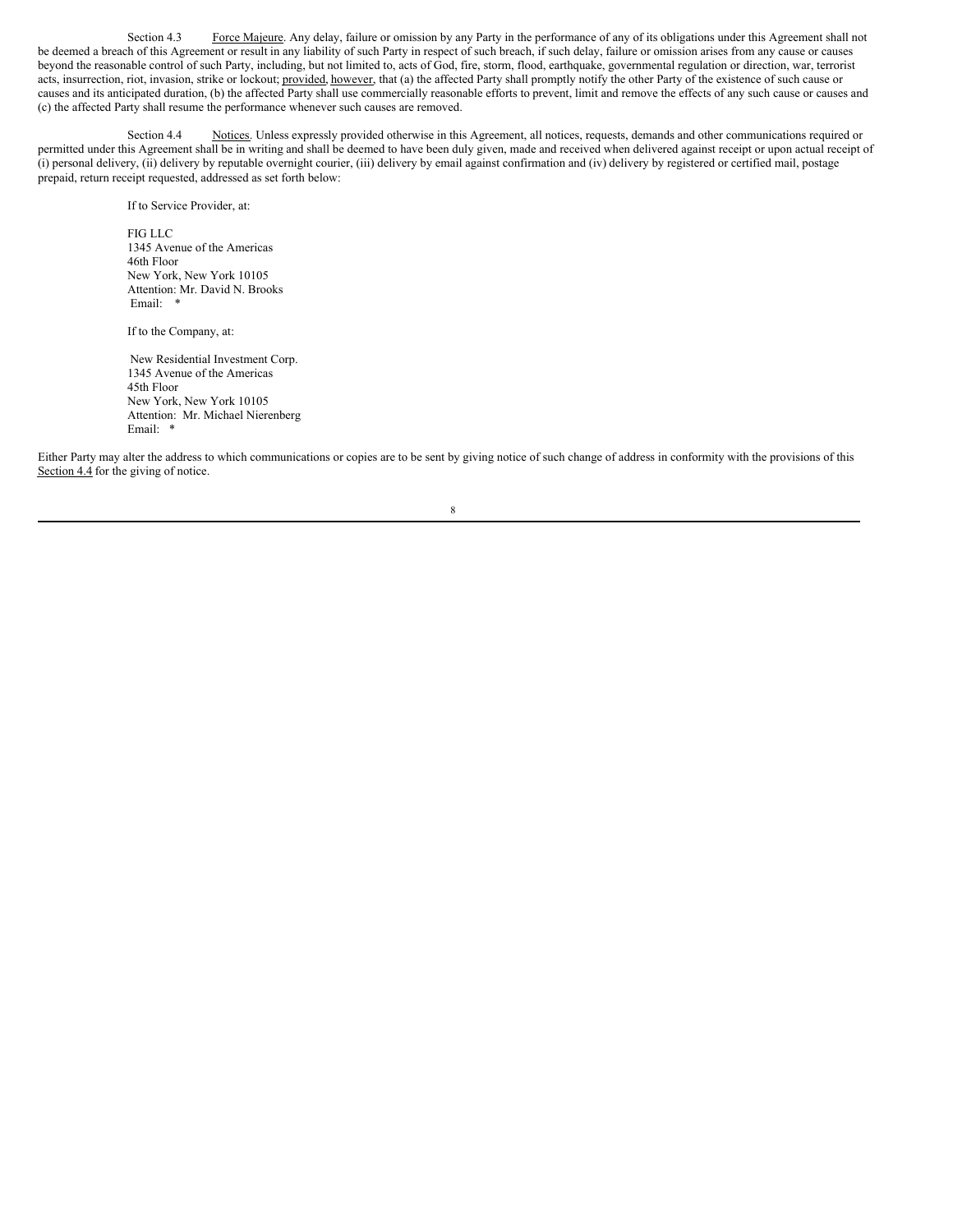Section 4.3 Force Majeure. Any delay, failure or omission by any Party in the performance of any of its obligations under this Agreement shall not be deemed a breach of this Agreement or result in any liability of such Party in respect of such breach, if such delay, failure or omission arises from any cause or causes beyond the reasonable control of such Party, including, but not limited to, acts of God, fire, storm, flood, earthquake, governmental regulation or direction, war, terrorist acts, insurrection, riot, invasion, strike or lockout; provided, however, that (a) the affected Party shall promptly notify the other Party of the existence of such cause or causes and its anticipated duration, (b) the affected Party shall use commercially reasonable efforts to prevent, limit and remove the effects of any such cause or causes and (c) the affected Party shall resume the performance whenever such causes are removed.

Section 4.4 Notices. Unless expressly provided otherwise in this Agreement, all notices, requests, demands and other communications required or permitted under this Agreement shall be in writing and shall be deemed to have been duly given, made and received when delivered against receipt or upon actual receipt of (i) personal delivery, (ii) delivery by reputable overnight courier, (iii) delivery by email against confirmation and (iv) delivery by registered or certified mail, postage prepaid, return receipt requested, addressed as set forth below:

If to Service Provider, at:

FIG LLC
1345 Avenue of the Americas
46th Floor
New York, New York 10105
Attention: Mr. David N. Brooks
Email: *

If to the Company, at:

New Residential Investment Corp.
1345 Avenue of the Americas
45th Floor
New York, New York 10105
Attention: Mr. Michael Nierenberg
Email: *

Either Party may alter the address to which communications or copies are to be sent by giving notice of such change of address in conformity with the provisions of this Section 4.4 for the giving of notice.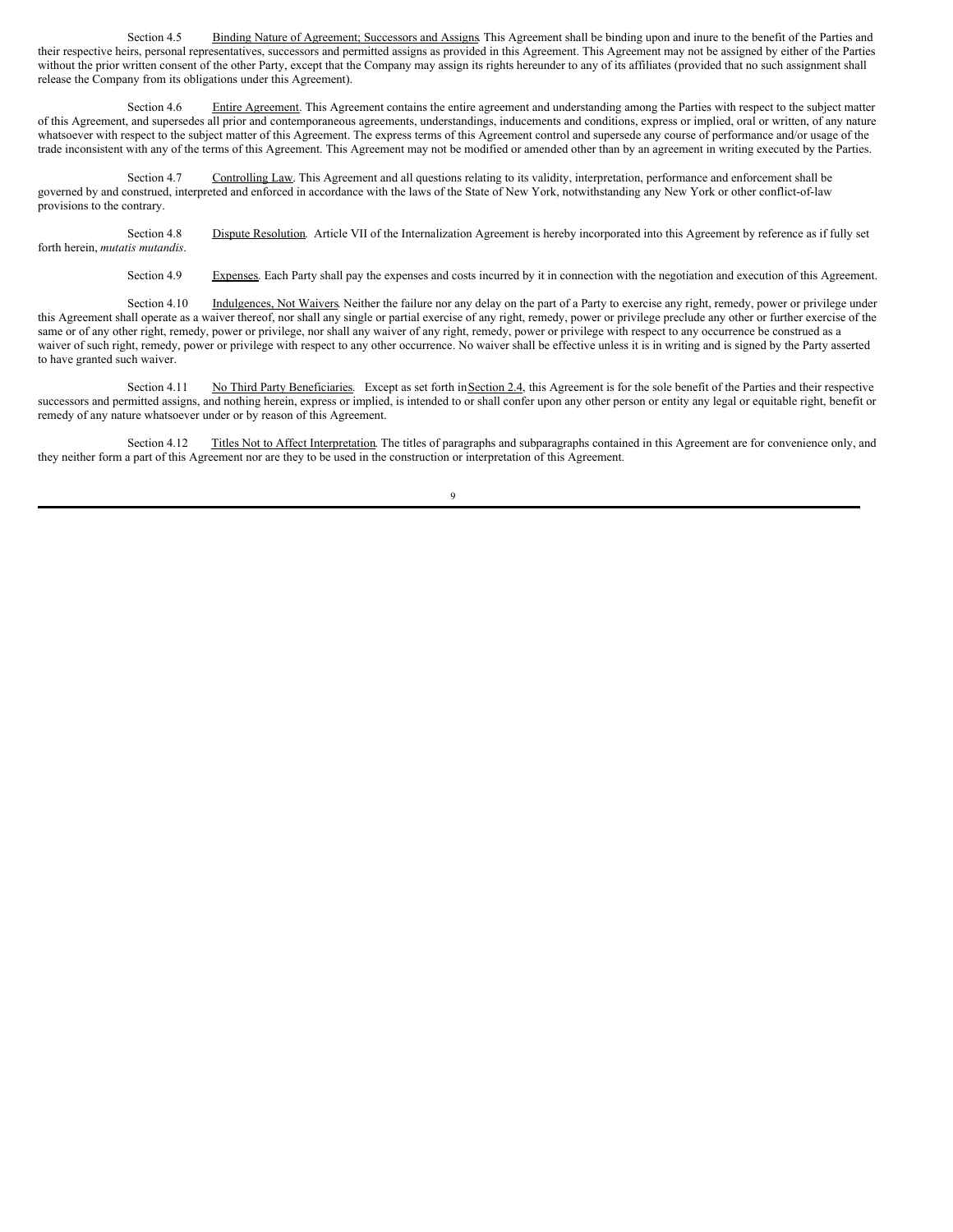Section 4.5 Binding Nature of Agreement; Successors and Assigns. This Agreement shall be binding upon and inure to the benefit of the Parties and their respective heirs, personal representatives, successors and permitted assigns as provided in this Agreement. This Agreement may not be assigned by either of the Parties without the prior written consent of the other Party, except that the Company may assign its rights hereunder to any of its affiliates (provided that no such assignment shall release the Company from its obligations under this Agreement).

Section 4.6 Entire Agreement. This Agreement contains the entire agreement and understanding among the Parties with respect to the subject matter of this Agreement, and supersedes all prior and contemporaneous agreements, understandings, inducements and conditions, express or implied, oral or written, of any nature whatsoever with respect to the subject matter of this Agreement. The express terms of this Agreement control and supersede any course of performance and/or usage of the trade inconsistent with any of the terms of this Agreement. This Agreement may not be modified or amended other than by an agreement in writing executed by the Parties.

Section 4.7 Controlling Law. This Agreement and all questions relating to its validity, interpretation, performance and enforcement shall be governed by and construed, interpreted and enforced in accordance with the laws of the State of New York, notwithstanding any New York or other conflict-of-law provisions to the contrary.

Section 4.8 Dispute Resolution. Article VII of the Internalization Agreement is hereby incorporated into this Agreement by reference as if fully set forth herein, *mutatis mutandis*.

Section 4.9 Expenses. Each Party shall pay the expenses and costs incurred by it in connection with the negotiation and execution of this Agreement.

Section 4.10 Indulgences, Not Waivers. Neither the failure nor any delay on the part of a Party to exercise any right, remedy, power or privilege under this Agreement shall operate as a waiver thereof, nor shall any single or partial exercise of any right, remedy, power or privilege preclude any other or further exercise of the same or of any other right, remedy, power or privilege, nor shall any waiver of any right, remedy, power or privilege with respect to any occurrence be construed as a waiver of such right, remedy, power or privilege with respect to any other occurrence. No waiver shall be effective unless it is in writing and is signed by the Party asserted to have granted such waiver.

Section 4.11 No Third Party Beneficiaries. Except as set forth in Section 2.4, this Agreement is for the sole benefit of the Parties and their respective successors and permitted assigns, and nothing herein, express or implied, is intended to or shall confer upon any other person or entity any legal or equitable right, benefit or remedy of any nature whatsoever under or by reason of this Agreement.

Section 4.12 Titles Not to Affect Interpretation. The titles of paragraphs and subparagraphs contained in this Agreement are for convenience only, and they neither form a part of this Agreement nor are they to be used in the construction or interpretation of this Agreement.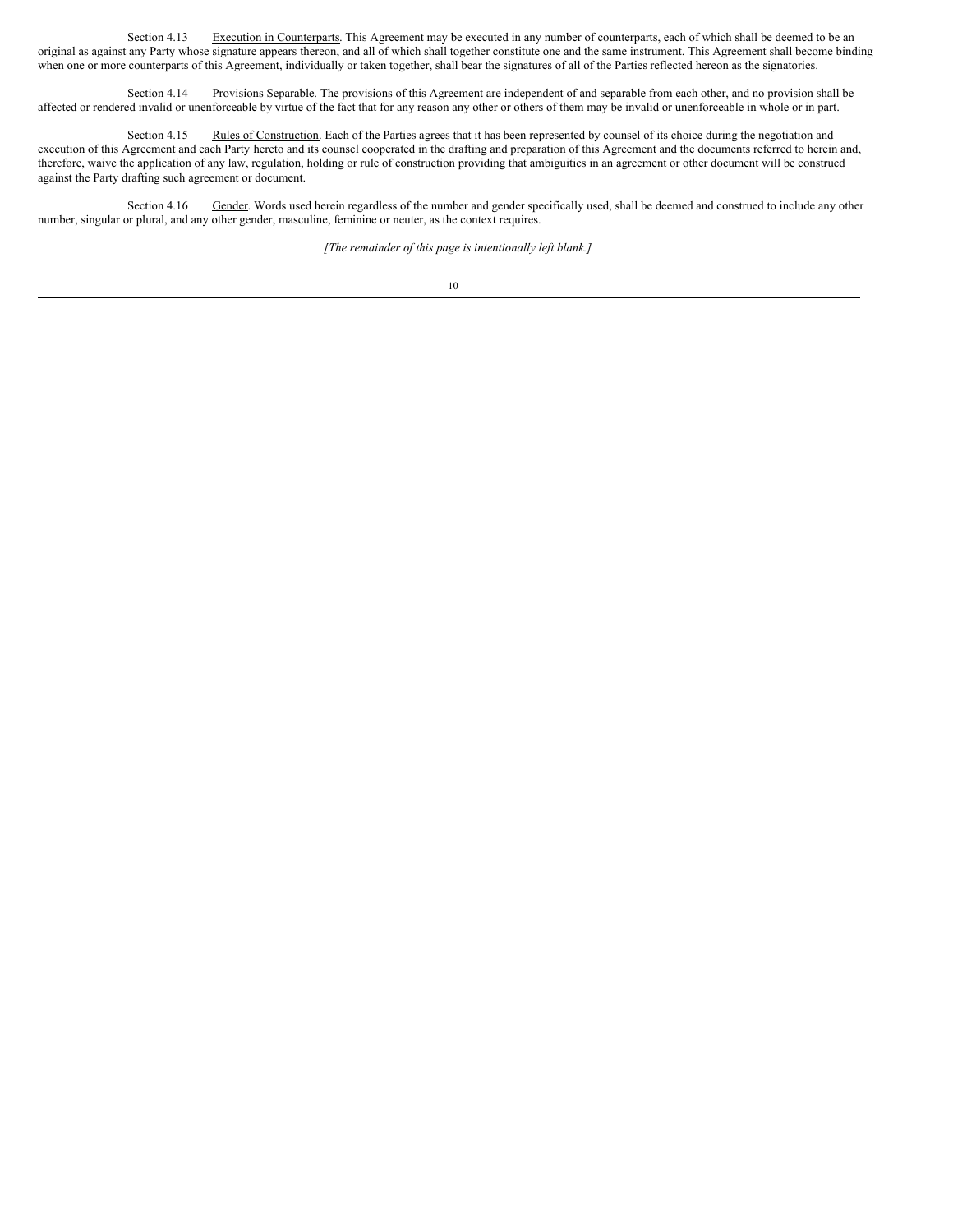Section 4.13 Execution in Counterparts. This Agreement may be executed in any number of counterparts, each of which shall be deemed to be an original as against any Party whose signature appears thereon, and all of which shall together constitute one and the same instrument. This Agreement shall become binding when one or more counterparts of this Agreement, individually or taken together, shall bear the signatures of all of the Parties reflected hereon as the signatories.

Section 4.14 Provisions Separable. The provisions of this Agreement are independent of and separable from each other, and no provision shall be affected or rendered invalid or unenforceable by virtue of the fact that for any reason any other or others of them may be invalid or unenforceable in whole or in part.

Section 4.15 Rules of Construction. Each of the Parties agrees that it has been represented by counsel of its choice during the negotiation and execution of this Agreement and each Party hereto and its counsel cooperated in the drafting and preparation of this Agreement and the documents referred to herein and, therefore, waive the application of any law, regulation, holding or rule of construction providing that ambiguities in an agreement or other document will be construed against the Party drafting such agreement or document.

Section 4.16 Gender. Words used herein regardless of the number and gender specifically used, shall be deemed and construed to include any other number, singular or plural, and any other gender, masculine, feminine or neuter, as the context requires.

*[The remainder of this page is intentionally left blank.]*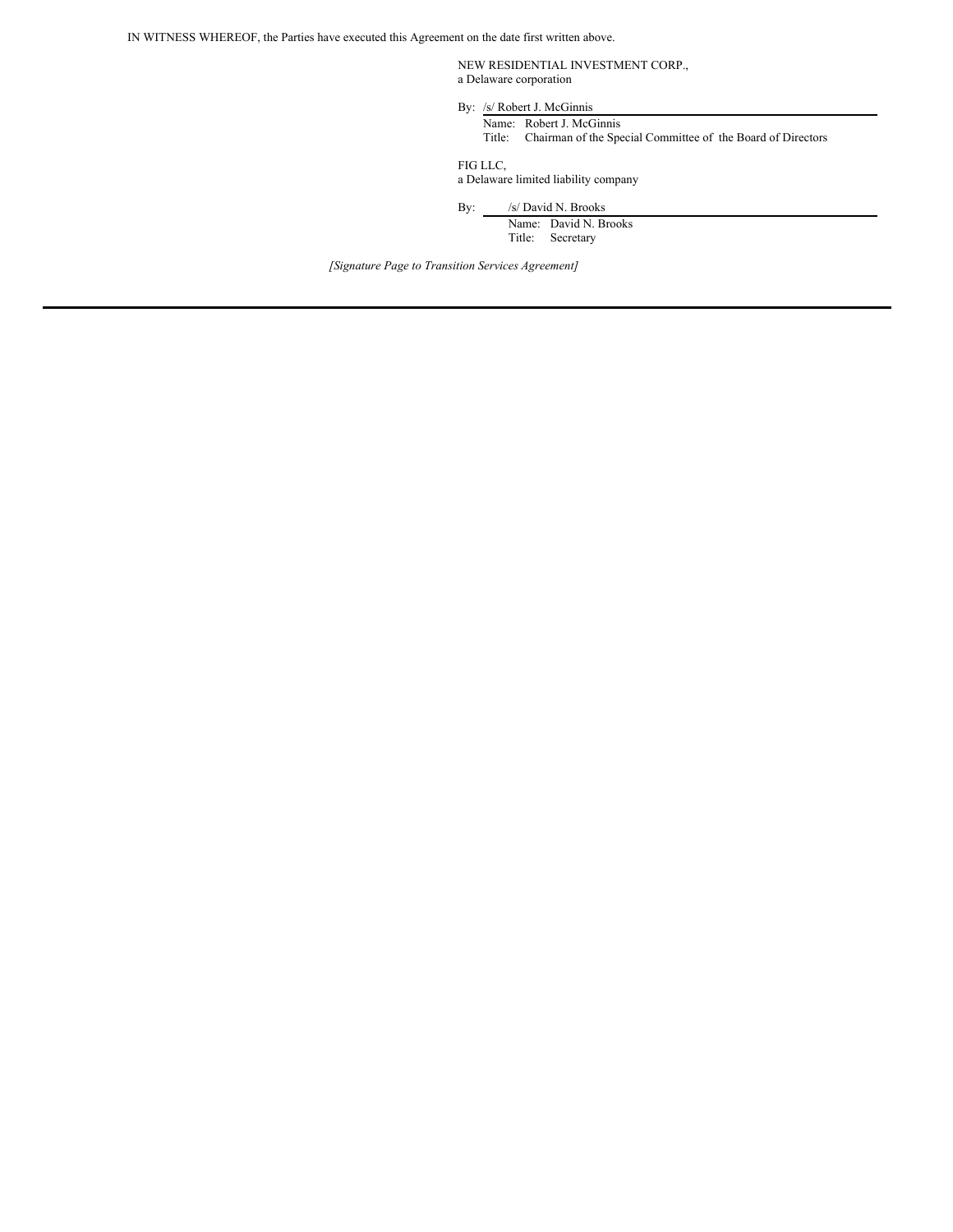IN WITNESS WHEREOF, the Parties have executed this Agreement on the date first written above.

NEW RESIDENTIAL INVESTMENT CORP.,
a Delaware corporation

By: /s/ Robert J. McGinnis
Name: Robert J. McGinnis
Title: Chairman of the Special Committee of the Board of Directors

FIG LLC,
a Delaware limited liability company

By: /s/ David N. Brooks
Name: David N. Brooks
Title: Secretary

*[Signature Page to Transition Services Agreement]*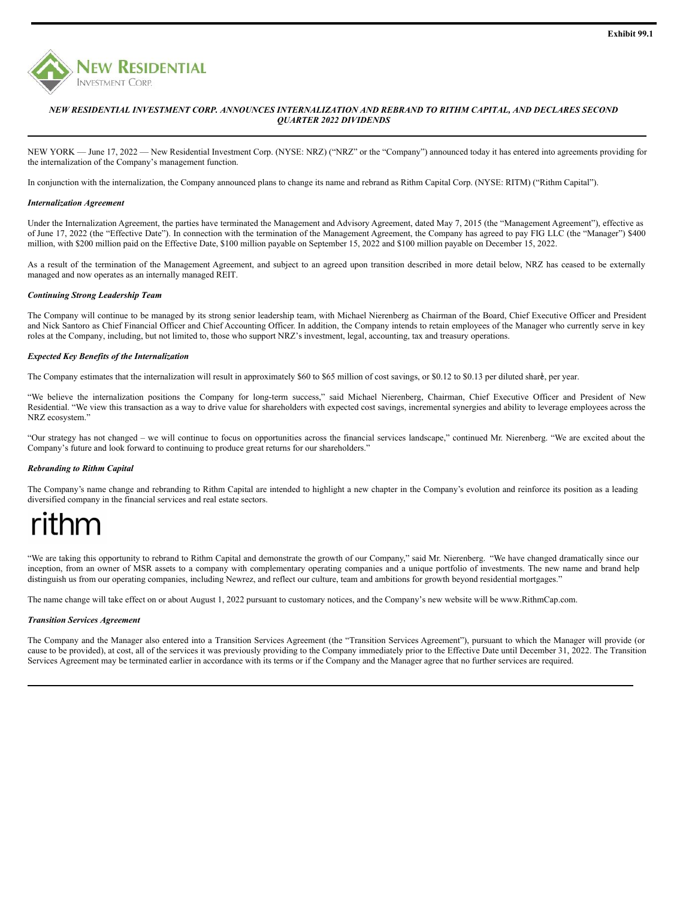Exhibit 99.1

New Residential Investment Corp.

***NEW RESIDENTIAL INVESTMENT CORP. ANNOUNCES INTERNALIZATION AND REBRAND TO RITHM CAPITAL, AND DECLARES SECOND QUARTER 2022 DIVIDENDS***

NEW YORK — June 17, 2022 — New Residential Investment Corp. (NYSE: NRZ) ("NRZ" or the "Company") announced today it has entered into agreements providing for the internalization of the Company's management function.

In conjunction with the internalization, the Company announced plans to change its name and rebrand as Rithm Capital Corp. (NYSE: RITM) ("Rithm Capital").

***Internalization Agreement***

Under the Internalization Agreement, the parties have terminated the Management and Advisory Agreement, dated May 7, 2015 (the "Management Agreement"), effective as of June 17, 2022 (the "Effective Date"). In connection with the termination of the Management Agreement, the Company has agreed to pay FIG LLC (the "Manager") $400 million, with $200 million paid on the Effective Date, $100 million payable on September 15, 2022 and $100 million payable on December 15, 2022.

As a result of the termination of the Management Agreement, and subject to an agreed upon transition described in more detail below, NRZ has ceased to be externally managed and now operates as an internally managed REIT.

***Continuing Strong Leadership Team***

The Company will continue to be managed by its strong senior leadership team, with Michael Nierenberg as Chairman of the Board, Chief Executive Officer and President and Nick Santoro as Chief Financial Officer and Chief Accounting Officer. In addition, the Company intends to retain employees of the Manager who currently serve in key roles at the Company, including, but not limited to, those who support NRZ's investment, legal, accounting, tax and treasury operations.

***Expected Key Benefits of the Internalization***

The Company estimates that the internalization will result in approximately $60 to $65 million of cost savings, or $0.12 to $0.13 per diluted share[1], per year.

"We believe the internalization positions the Company for long-term success," said Michael Nierenberg, Chairman, Chief Executive Officer and President of New Residential. "We view this transaction as a way to drive value for shareholders with expected cost savings, incremental synergies and ability to leverage employees across the NRZ ecosystem."

"Our strategy has not changed – we will continue to focus on opportunities across the financial services landscape," continued Mr. Nierenberg. "We are excited about the Company's future and look forward to continuing to produce great returns for our shareholders."

***Rebranding to Rithm Capital***

The Company's name change and rebranding to Rithm Capital are intended to highlight a new chapter in the Company's evolution and reinforce its position as a leading diversified company in the financial services and real estate sectors.

rithm

"We are taking this opportunity to rebrand to Rithm Capital and demonstrate the growth of our Company," said Mr. Nierenberg. "We have changed dramatically since our inception, from an owner of MSR assets to a company with complementary operating companies and a unique portfolio of investments. The new name and brand help distinguish us from our operating companies, including Newrez, and reflect our culture, team and ambitions for growth beyond residential mortgages."

The name change will take effect on or about August 1, 2022 pursuant to customary notices, and the Company's new website will be www.RithmCap.com.

***Transition Services Agreement***

The Company and the Manager also entered into a Transition Services Agreement (the "Transition Services Agreement"), pursuant to which the Manager will provide (or cause to be provided), at cost, all of the services it was previously providing to the Company immediately prior to the Effective Date until December 31, 2022. The Transition Services Agreement may be terminated earlier in accordance with its terms or if the Company and the Manager agree that no further services are required.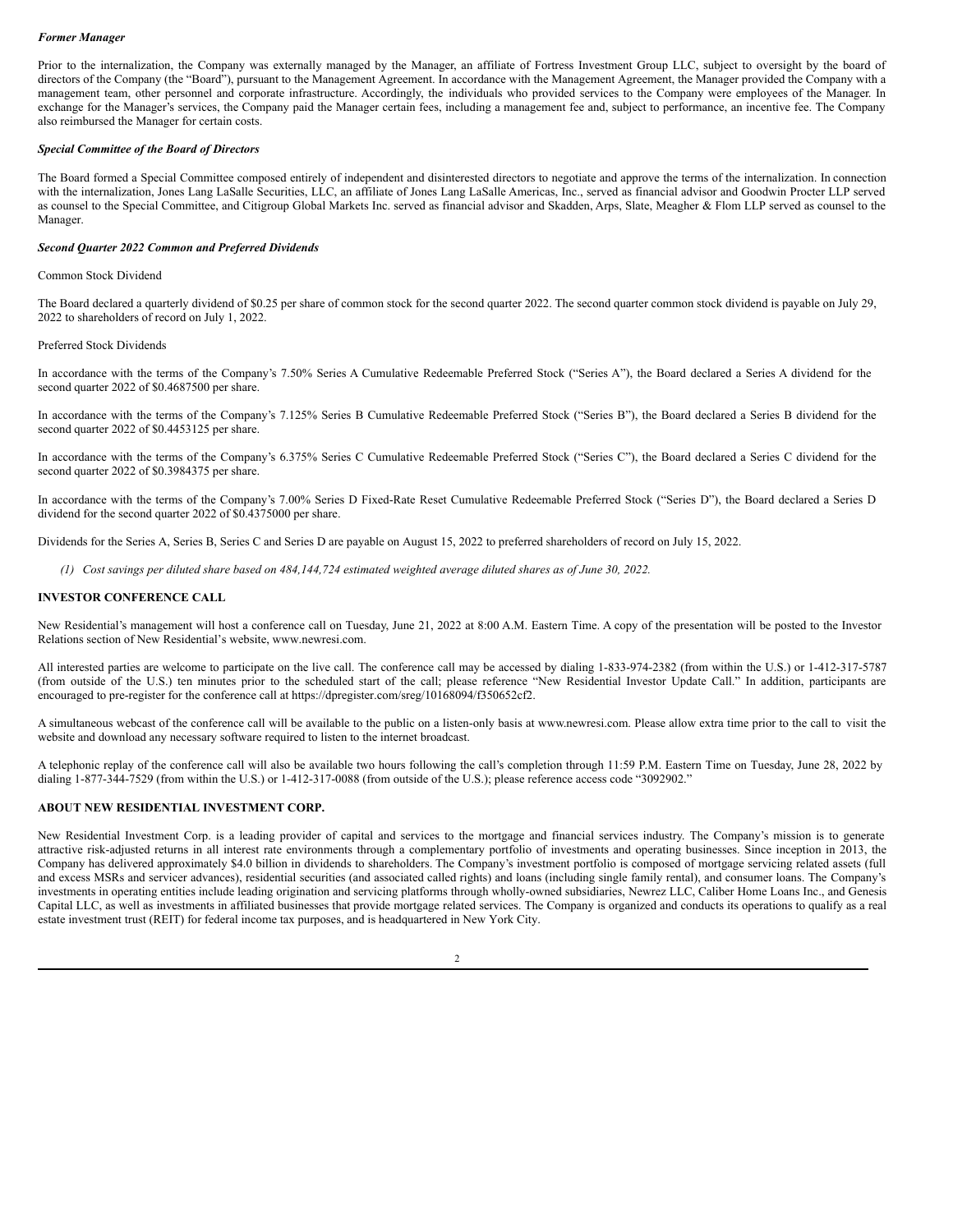*Former Manager*

Prior to the internalization, the Company was externally managed by the Manager, an affiliate of Fortress Investment Group LLC, subject to oversight by the board of directors of the Company (the "Board"), pursuant to the Management Agreement. In accordance with the Management Agreement, the Manager provided the Company with a management team, other personnel and corporate infrastructure. Accordingly, the individuals who provided services to the Company were employees of the Manager. In exchange for the Manager's services, the Company paid the Manager certain fees, including a management fee and, subject to performance, an incentive fee. The Company also reimbursed the Manager for certain costs.

*Special Committee of the Board of Directors*

The Board formed a Special Committee composed entirely of independent and disinterested directors to negotiate and approve the terms of the internalization. In connection with the internalization, Jones Lang LaSalle Securities, LLC, an affiliate of Jones Lang LaSalle Americas, Inc., served as financial advisor and Goodwin Procter LLP served as counsel to the Special Committee, and Citigroup Global Markets Inc. served as financial advisor and Skadden, Arps, Slate, Meagher & Flom LLP served as counsel to the Manager.

*Second Quarter 2022 Common and Preferred Dividends*

Common Stock Dividend

The Board declared a quarterly dividend of $0.25 per share of common stock for the second quarter 2022. The second quarter common stock dividend is payable on July 29, 2022 to shareholders of record on July 1, 2022.

Preferred Stock Dividends

In accordance with the terms of the Company's 7.50% Series A Cumulative Redeemable Preferred Stock ("Series A"), the Board declared a Series A dividend for the second quarter 2022 of $0.4687500 per share.

In accordance with the terms of the Company's 7.125% Series B Cumulative Redeemable Preferred Stock ("Series B"), the Board declared a Series B dividend for the second quarter 2022 of $0.4453125 per share.

In accordance with the terms of the Company's 6.375% Series C Cumulative Redeemable Preferred Stock ("Series C"), the Board declared a Series C dividend for the second quarter 2022 of $0.3984375 per share.

In accordance with the terms of the Company's 7.00% Series D Fixed-Rate Reset Cumulative Redeemable Preferred Stock ("Series D"), the Board declared a Series D dividend for the second quarter 2022 of $0.4375000 per share.

Dividends for the Series A, Series B, Series C and Series D are payable on August 15, 2022 to preferred shareholders of record on July 15, 2022.

*(1) Cost savings per diluted share based on 484,144,724 estimated weighted average diluted shares as of June 30, 2022.*

**INVESTOR CONFERENCE CALL**

New Residential's management will host a conference call on Tuesday, June 21, 2022 at 8:00 A.M. Eastern Time. A copy of the presentation will be posted to the Investor Relations section of New Residential's website, www.newresi.com.

All interested parties are welcome to participate on the live call. The conference call may be accessed by dialing 1-833-974-2382 (from within the U.S.) or 1-412-317-5787 (from outside of the U.S.) ten minutes prior to the scheduled start of the call; please reference "New Residential Investor Update Call." In addition, participants are encouraged to pre-register for the conference call at https://dpregister.com/sreg/10168094/f350652cf2.

A simultaneous webcast of the conference call will be available to the public on a listen-only basis at www.newresi.com. Please allow extra time prior to the call to visit the website and download any necessary software required to listen to the internet broadcast.

A telephonic replay of the conference call will also be available two hours following the call's completion through 11:59 P.M. Eastern Time on Tuesday, June 28, 2022 by dialing 1-877-344-7529 (from within the U.S.) or 1-412-317-0088 (from outside of the U.S.); please reference access code "3092902."

**ABOUT NEW RESIDENTIAL INVESTMENT CORP.**

New Residential Investment Corp. is a leading provider of capital and services to the mortgage and financial services industry. The Company's mission is to generate attractive risk-adjusted returns in all interest rate environments through a complementary portfolio of investments and operating businesses. Since inception in 2013, the Company has delivered approximately $4.0 billion in dividends to shareholders. The Company's investment portfolio is composed of mortgage servicing related assets (full and excess MSRs and servicer advances), residential securities (and associated called rights) and loans (including single family rental), and consumer loans. The Company's investments in operating entities include leading origination and servicing platforms through wholly-owned subsidiaries, Newrez LLC, Caliber Home Loans Inc., and Genesis Capital LLC, as well as investments in affiliated businesses that provide mortgage related services. The Company is organized and conducts its operations to qualify as a real estate investment trust (REIT) for federal income tax purposes, and is headquartered in New York City.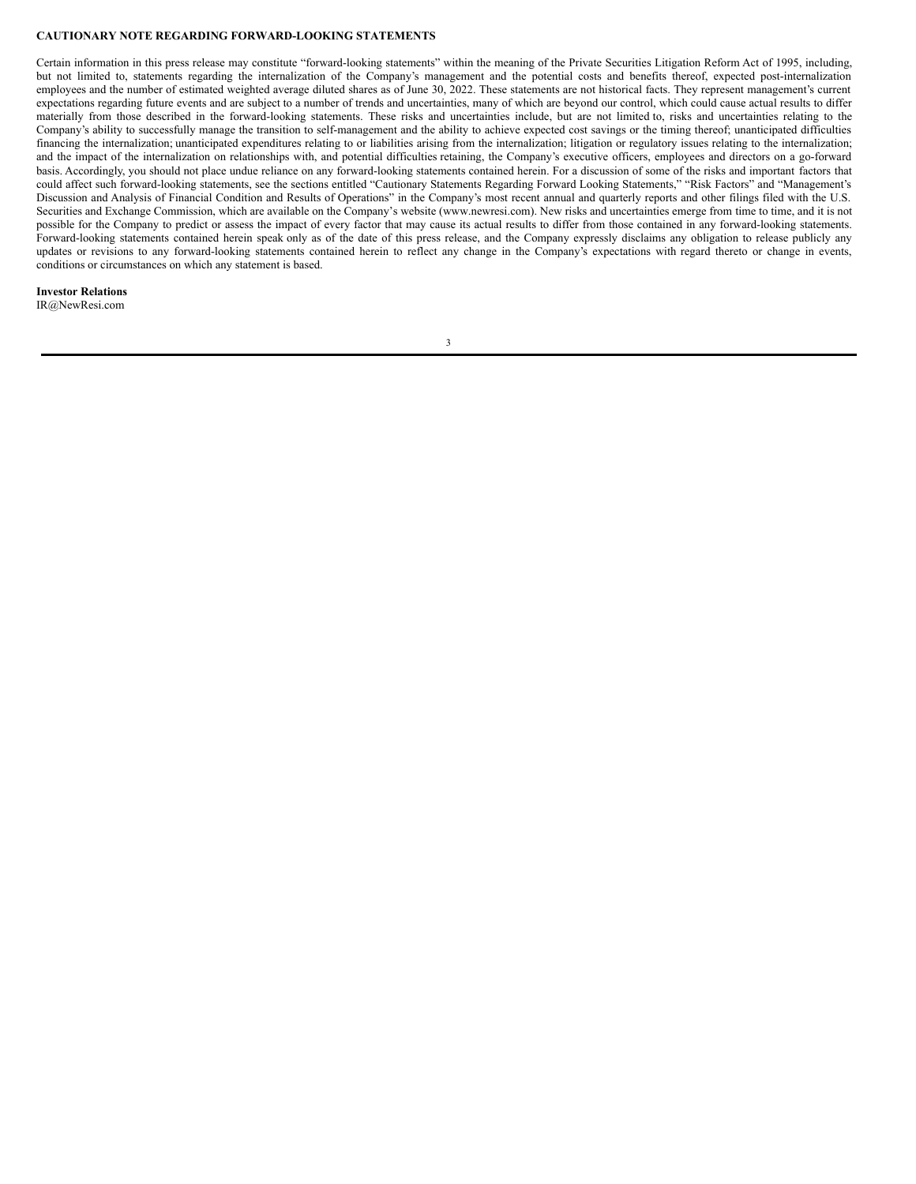**CAUTIONARY NOTE REGARDING FORWARD-LOOKING STATEMENTS**

Certain information in this press release may constitute "forward-looking statements" within the meaning of the Private Securities Litigation Reform Act of 1995, including, but not limited to, statements regarding the internalization of the Company's management and the potential costs and benefits thereof, expected post-internalization employees and the number of estimated weighted average diluted shares as of June 30, 2022. These statements are not historical facts. They represent management's current expectations regarding future events and are subject to a number of trends and uncertainties, many of which are beyond our control, which could cause actual results to differ materially from those described in the forward-looking statements. These risks and uncertainties include, but are not limited to, risks and uncertainties relating to the Company's ability to successfully manage the transition to self-management and the ability to achieve expected cost savings or the timing thereof; unanticipated difficulties financing the internalization; unanticipated expenditures relating to or liabilities arising from the internalization; litigation or regulatory issues relating to the internalization; and the impact of the internalization on relationships with, and potential difficulties retaining, the Company's executive officers, employees and directors on a go-forward basis. Accordingly, you should not place undue reliance on any forward-looking statements contained herein. For a discussion of some of the risks and important factors that could affect such forward-looking statements, see the sections entitled "Cautionary Statements Regarding Forward Looking Statements," "Risk Factors" and "Management's Discussion and Analysis of Financial Condition and Results of Operations" in the Company's most recent annual and quarterly reports and other filings filed with the U.S. Securities and Exchange Commission, which are available on the Company's website (www.newresi.com). New risks and uncertainties emerge from time to time, and it is not possible for the Company to predict or assess the impact of every factor that may cause its actual results to differ from those contained in any forward-looking statements. Forward-looking statements contained herein speak only as of the date of this press release, and the Company expressly disclaims any obligation to release publicly any updates or revisions to any forward-looking statements contained herein to reflect any change in the Company's expectations with regard thereto or change in events, conditions or circumstances on which any statement is based.

**Investor Relations**
IR@NewResi.com